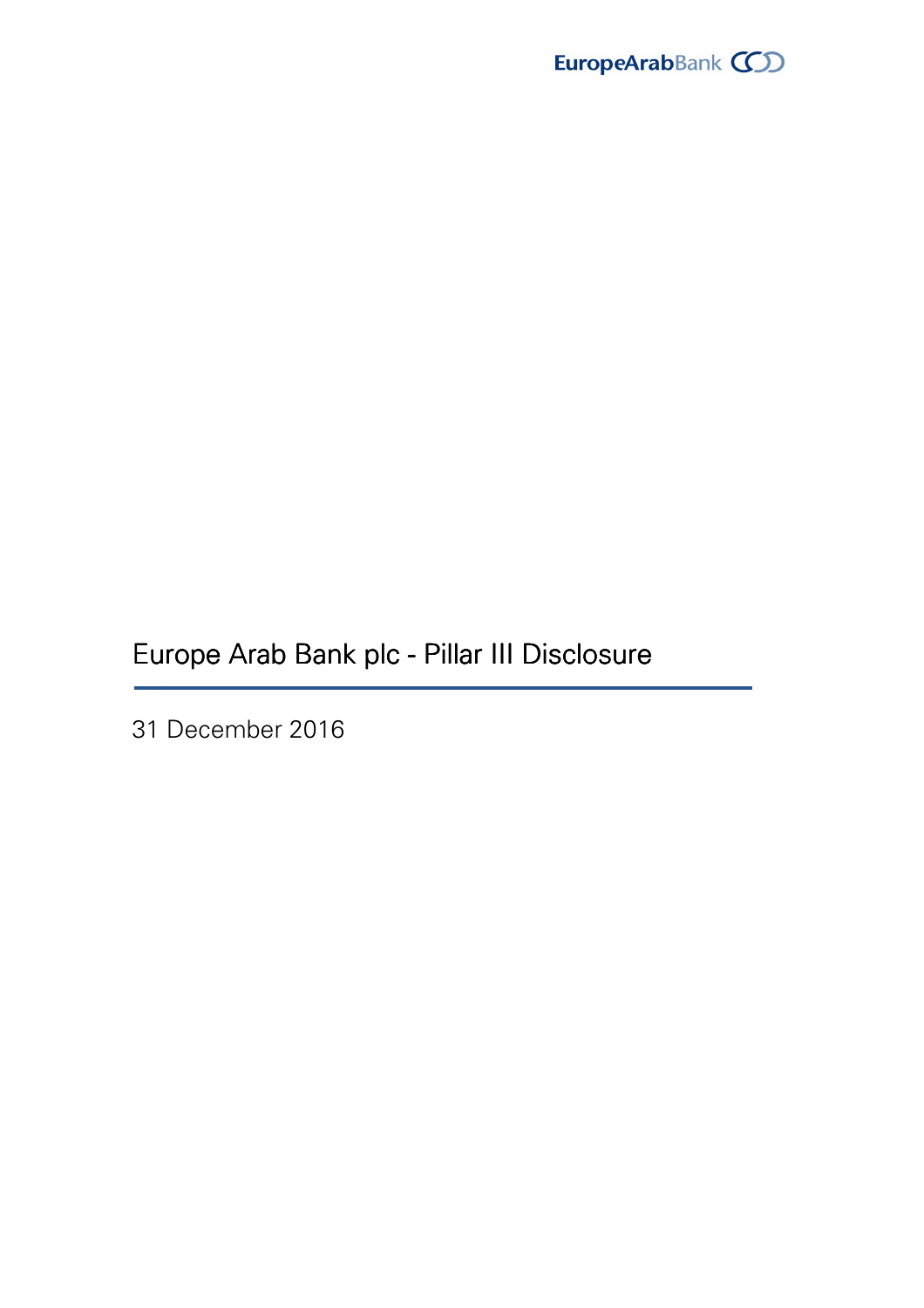EuropeArabBank

# Europe Arab Bank plc - Pillar III Disclosure

31 December 2016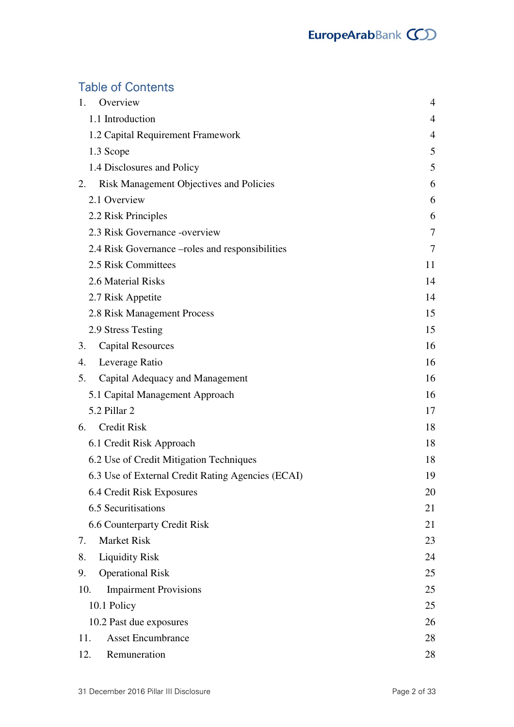# Table of Contents

| | |
|---|---|
| 1. Overview | 4 |
| 1.1 Introduction | 4 |
| 1.2 Capital Requirement Framework | 4 |
| 1.3 Scope | 5 |
| 1.4 Disclosures and Policy | 5 |
| 2. Risk Management Objectives and Policies | 6 |
| 2.1 Overview | 6 |
| 2.2 Risk Principles | 6 |
| 2.3 Risk Governance -overview | 7 |
| 2.4 Risk Governance –roles and responsibilities | 7 |
| 2.5 Risk Committees | 11 |
| 2.6 Material Risks | 14 |
| 2.7 Risk Appetite | 14 |
| 2.8 Risk Management Process | 15 |
| 2.9 Stress Testing | 15 |
| 3. Capital Resources | 16 |
| 4. Leverage Ratio | 16 |
| 5. Capital Adequacy and Management | 16 |
| 5.1 Capital Management Approach | 16 |
| 5.2 Pillar 2 | 17 |
| 6. Credit Risk | 18 |
| 6.1 Credit Risk Approach | 18 |
| 6.2 Use of Credit Mitigation Techniques | 18 |
| 6.3 Use of External Credit Rating Agencies (ECAI) | 19 |
| 6.4 Credit Risk Exposures | 20 |
| 6.5 Securitisations | 21 |
| 6.6 Counterparty Credit Risk | 21 |
| 7. Market Risk | 23 |
| 8. Liquidity Risk | 24 |
| 9. Operational Risk | 25 |
| 10. Impairment Provisions | 25 |
| 10.1 Policy | 25 |
| 10.2 Past due exposures | 26 |
| 11. Asset Encumbrance | 28 |
| 12. Remuneration | 28 |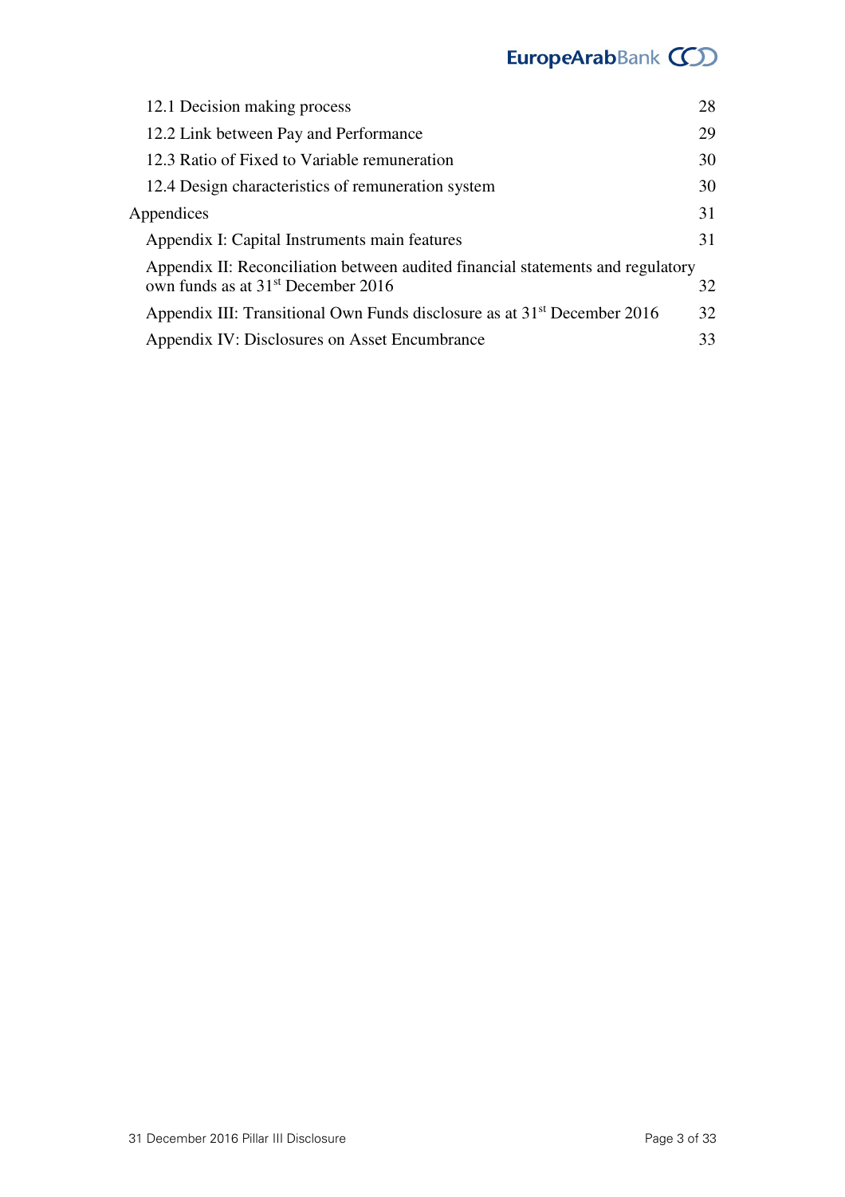| | |
|---|---|
| 12.1 Decision making process | 28 |
| 12.2 Link between Pay and Performance | 29 |
| 12.3 Ratio of Fixed to Variable remuneration | 30 |
| 12.4 Design characteristics of remuneration system | 30 |
| Appendices | 31 |
| Appendix I: Capital Instruments main features | 31 |
| Appendix II: Reconciliation between audited financial statements and regulatory own funds as at 31st December 2016 | 32 |
| Appendix III: Transitional Own Funds disclosure as at 31st December 2016 | 32 |
| Appendix IV: Disclosures on Asset Encumbrance | 33 |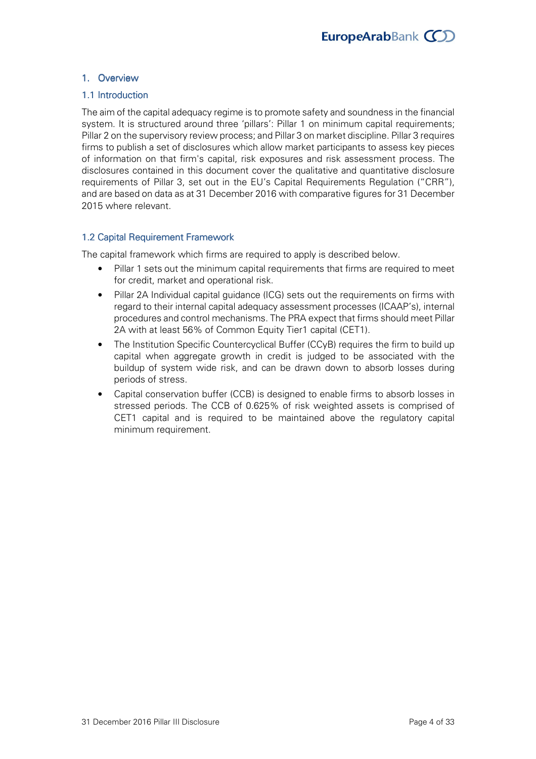# 1. Overview

## 1.1 Introduction

The aim of the capital adequacy regime is to promote safety and soundness in the financial system. It is structured around three 'pillars': Pillar 1 on minimum capital requirements; Pillar 2 on the supervisory review process; and Pillar 3 on market discipline. Pillar 3 requires firms to publish a set of disclosures which allow market participants to assess key pieces of information on that firm's capital, risk exposures and risk assessment process. The disclosures contained in this document cover the qualitative and quantitative disclosure requirements of Pillar 3, set out in the EU's Capital Requirements Regulation ("CRR"), and are based on data as at 31 December 2016 with comparative figures for 31 December 2015 where relevant.

## 1.2 Capital Requirement Framework

The capital framework which firms are required to apply is described below.

- Pillar 1 sets out the minimum capital requirements that firms are required to meet for credit, market and operational risk.
- Pillar 2A Individual capital guidance (ICG) sets out the requirements on firms with regard to their internal capital adequacy assessment processes (ICAAP's), internal procedures and control mechanisms. The PRA expect that firms should meet Pillar 2A with at least 56% of Common Equity Tier1 capital (CET1).
- The Institution Specific Countercyclical Buffer (CCyB) requires the firm to build up capital when aggregate growth in credit is judged to be associated with the buildup of system wide risk, and can be drawn down to absorb losses during periods of stress.
- Capital conservation buffer (CCB) is designed to enable firms to absorb losses in stressed periods. The CCB of 0.625% of risk weighted assets is comprised of CET1 capital and is required to be maintained above the regulatory capital minimum requirement.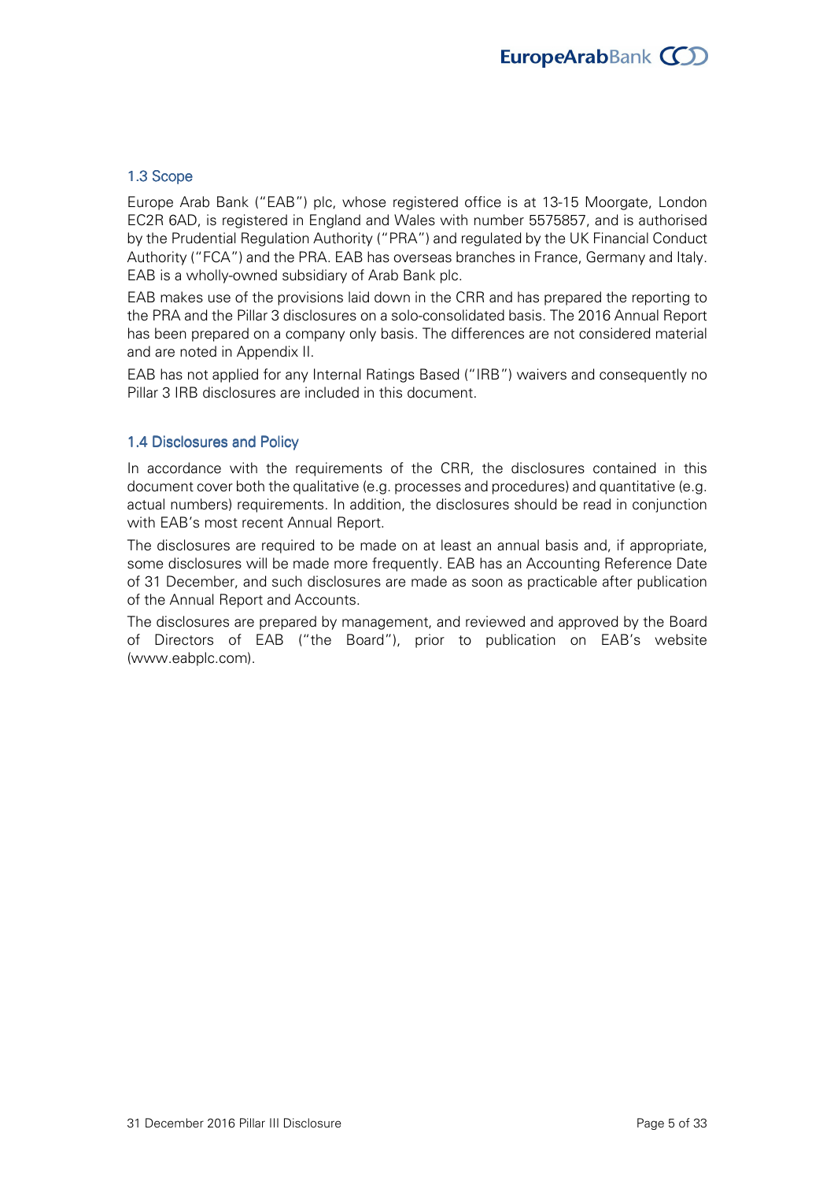## 1.3 Scope

Europe Arab Bank ("EAB") plc, whose registered office is at 13-15 Moorgate, London EC2R 6AD, is registered in England and Wales with number 5575857, and is authorised by the Prudential Regulation Authority ("PRA") and regulated by the UK Financial Conduct Authority ("FCA") and the PRA. EAB has overseas branches in France, Germany and Italy. EAB is a wholly-owned subsidiary of Arab Bank plc.

EAB makes use of the provisions laid down in the CRR and has prepared the reporting to the PRA and the Pillar 3 disclosures on a solo-consolidated basis. The 2016 Annual Report has been prepared on a company only basis. The differences are not considered material and are noted in Appendix II.

EAB has not applied for any Internal Ratings Based ("IRB") waivers and consequently no Pillar 3 IRB disclosures are included in this document.

## 1.4 Disclosures and Policy

In accordance with the requirements of the CRR, the disclosures contained in this document cover both the qualitative (e.g. processes and procedures) and quantitative (e.g. actual numbers) requirements. In addition, the disclosures should be read in conjunction with EAB's most recent Annual Report.

The disclosures are required to be made on at least an annual basis and, if appropriate, some disclosures will be made more frequently. EAB has an Accounting Reference Date of 31 December, and such disclosures are made as soon as practicable after publication of the Annual Report and Accounts.

The disclosures are prepared by management, and reviewed and approved by the Board of Directors of EAB ("the Board"), prior to publication on EAB's website (www.eabplc.com).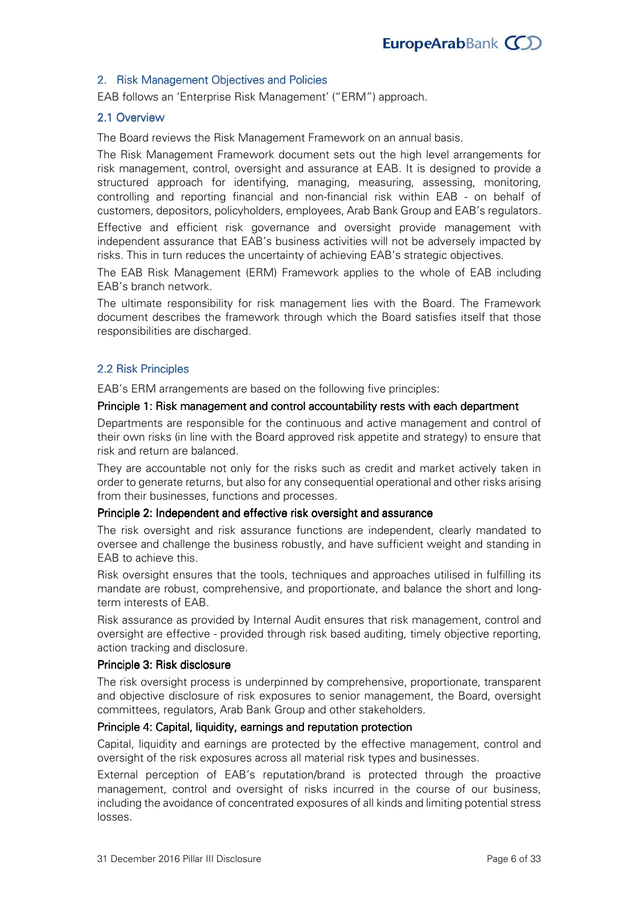## 2. Risk Management Objectives and Policies

EAB follows an 'Enterprise Risk Management' ("ERM") approach.

### 2.1 Overview

The Board reviews the Risk Management Framework on an annual basis.

The Risk Management Framework document sets out the high level arrangements for risk management, control, oversight and assurance at EAB. It is designed to provide a structured approach for identifying, managing, measuring, assessing, monitoring, controlling and reporting financial and non-financial risk within EAB - on behalf of customers, depositors, policyholders, employees, Arab Bank Group and EAB's regulators.

Effective and efficient risk governance and oversight provide management with independent assurance that EAB's business activities will not be adversely impacted by risks. This in turn reduces the uncertainty of achieving EAB's strategic objectives.

The EAB Risk Management (ERM) Framework applies to the whole of EAB including EAB's branch network.

The ultimate responsibility for risk management lies with the Board. The Framework document describes the framework through which the Board satisfies itself that those responsibilities are discharged.

### 2.2 Risk Principles

EAB's ERM arrangements are based on the following five principles:

**Principle 1: Risk management and control accountability rests with each department**

Departments are responsible for the continuous and active management and control of their own risks (in line with the Board approved risk appetite and strategy) to ensure that risk and return are balanced.

They are accountable not only for the risks such as credit and market actively taken in order to generate returns, but also for any consequential operational and other risks arising from their businesses, functions and processes.

**Principle 2: Independent and effective risk oversight and assurance**

The risk oversight and risk assurance functions are independent, clearly mandated to oversee and challenge the business robustly, and have sufficient weight and standing in EAB to achieve this.

Risk oversight ensures that the tools, techniques and approaches utilised in fulfilling its mandate are robust, comprehensive, and proportionate, and balance the short and long-term interests of EAB.

Risk assurance as provided by Internal Audit ensures that risk management, control and oversight are effective - provided through risk based auditing, timely objective reporting, action tracking and disclosure.

**Principle 3: Risk disclosure**

The risk oversight process is underpinned by comprehensive, proportionate, transparent and objective disclosure of risk exposures to senior management, the Board, oversight committees, regulators, Arab Bank Group and other stakeholders.

**Principle 4: Capital, liquidity, earnings and reputation protection**

Capital, liquidity and earnings are protected by the effective management, control and oversight of the risk exposures across all material risk types and businesses.

External perception of EAB's reputation/brand is protected through the proactive management, control and oversight of risks incurred in the course of our business, including the avoidance of concentrated exposures of all kinds and limiting potential stress losses.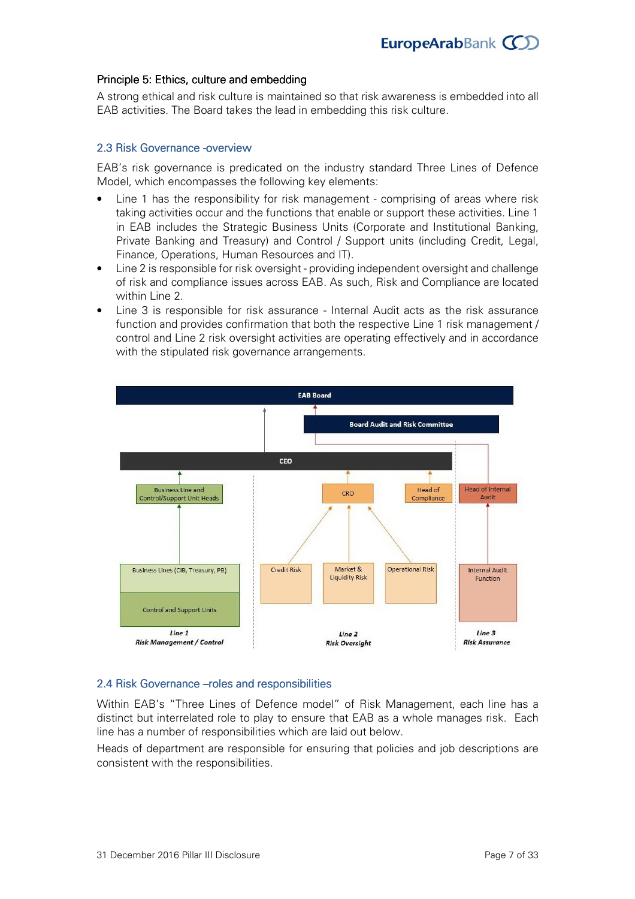Principle 5: Ethics, culture and embedding

A strong ethical and risk culture is maintained so that risk awareness is embedded into all EAB activities. The Board takes the lead in embedding this risk culture.

## 2.3 Risk Governance -overview

EAB's risk governance is predicated on the industry standard Three Lines of Defence Model, which encompasses the following key elements:

- Line 1 has the responsibility for risk management - comprising of areas where risk taking activities occur and the functions that enable or support these activities. Line 1 in EAB includes the Strategic Business Units (Corporate and Institutional Banking, Private Banking and Treasury) and Control / Support units (including Credit, Legal, Finance, Operations, Human Resources and IT).
- Line 2 is responsible for risk oversight - providing independent oversight and challenge of risk and compliance issues across EAB. As such, Risk and Compliance are located within Line 2.
- Line 3 is responsible for risk assurance - Internal Audit acts as the risk assurance function and provides confirmation that both the respective Line 1 risk management / control and Line 2 risk oversight activities are operating effectively and in accordance with the stipulated risk governance arrangements.

EAB Board

Board Audit and Risk Committee

CEO

Business Line and Control/Support Unit Heads

CRO

Head of Compliance

Head of Internal Audit

Business Lines (CIB, Treasury, PB)

Control and Support Units

Credit Risk

Market & Liquidity Risk

Operational Risk

Internal Audit Function

*Line 1*
*Risk Management / Control*

*Line 2*
*Risk Oversight*

*Line 3*
*Risk Assurance*

## 2.4 Risk Governance –roles and responsibilities

Within EAB's "Three Lines of Defence model" of Risk Management, each line has a distinct but interrelated role to play to ensure that EAB as a whole manages risk. Each line has a number of responsibilities which are laid out below.

Heads of department are responsible for ensuring that policies and job descriptions are consistent with the responsibilities.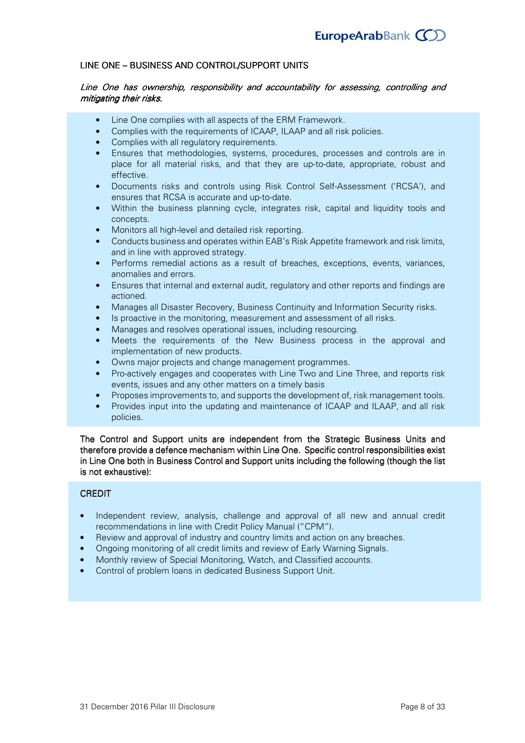## LINE ONE – BUSINESS AND CONTROL/SUPPORT UNITS

*Line One has ownership, responsibility and accountability for assessing, controlling and mitigating their risks.*

- Line One complies with all aspects of the ERM Framework.
- Complies with the requirements of ICAAP, ILAAP and all risk policies.
- Complies with all regulatory requirements.
- Ensures that methodologies, systems, procedures, processes and controls are in place for all material risks, and that they are up-to-date, appropriate, robust and effective.
- Documents risks and controls using Risk Control Self-Assessment ('RCSA'), and ensures that RCSA is accurate and up-to-date.
- Within the business planning cycle, integrates risk, capital and liquidity tools and concepts.
- Monitors all high-level and detailed risk reporting.
- Conducts business and operates within EAB's Risk Appetite framework and risk limits, and in line with approved strategy.
- Performs remedial actions as a result of breaches, exceptions, events, variances, anomalies and errors.
- Ensures that internal and external audit, regulatory and other reports and findings are actioned.
- Manages all Disaster Recovery, Business Continuity and Information Security risks.
- Is proactive in the monitoring, measurement and assessment of all risks.
- Manages and resolves operational issues, including resourcing.
- Meets the requirements of the New Business process in the approval and implementation of new products.
- Owns major projects and change management programmes.
- Pro-actively engages and cooperates with Line Two and Line Three, and reports risk events, issues and any other matters on a timely basis
- Proposes improvements to, and supports the development of, risk management tools.
- Provides input into the updating and maintenance of ICAAP and ILAAP, and all risk policies.

**The Control and Support units are independent from the Strategic Business Units and therefore provide a defence mechanism within Line One. Specific control responsibilities exist in Line One both in Business Control and Support units including the following (though the list is not exhaustive):**

### CREDIT

- Independent review, analysis, challenge and approval of all new and annual credit recommendations in line with Credit Policy Manual ("CPM").
- Review and approval of industry and country limits and action on any breaches.
- Ongoing monitoring of all credit limits and review of Early Warning Signals.
- Monthly review of Special Monitoring, Watch, and Classified accounts.
- Control of problem loans in dedicated Business Support Unit.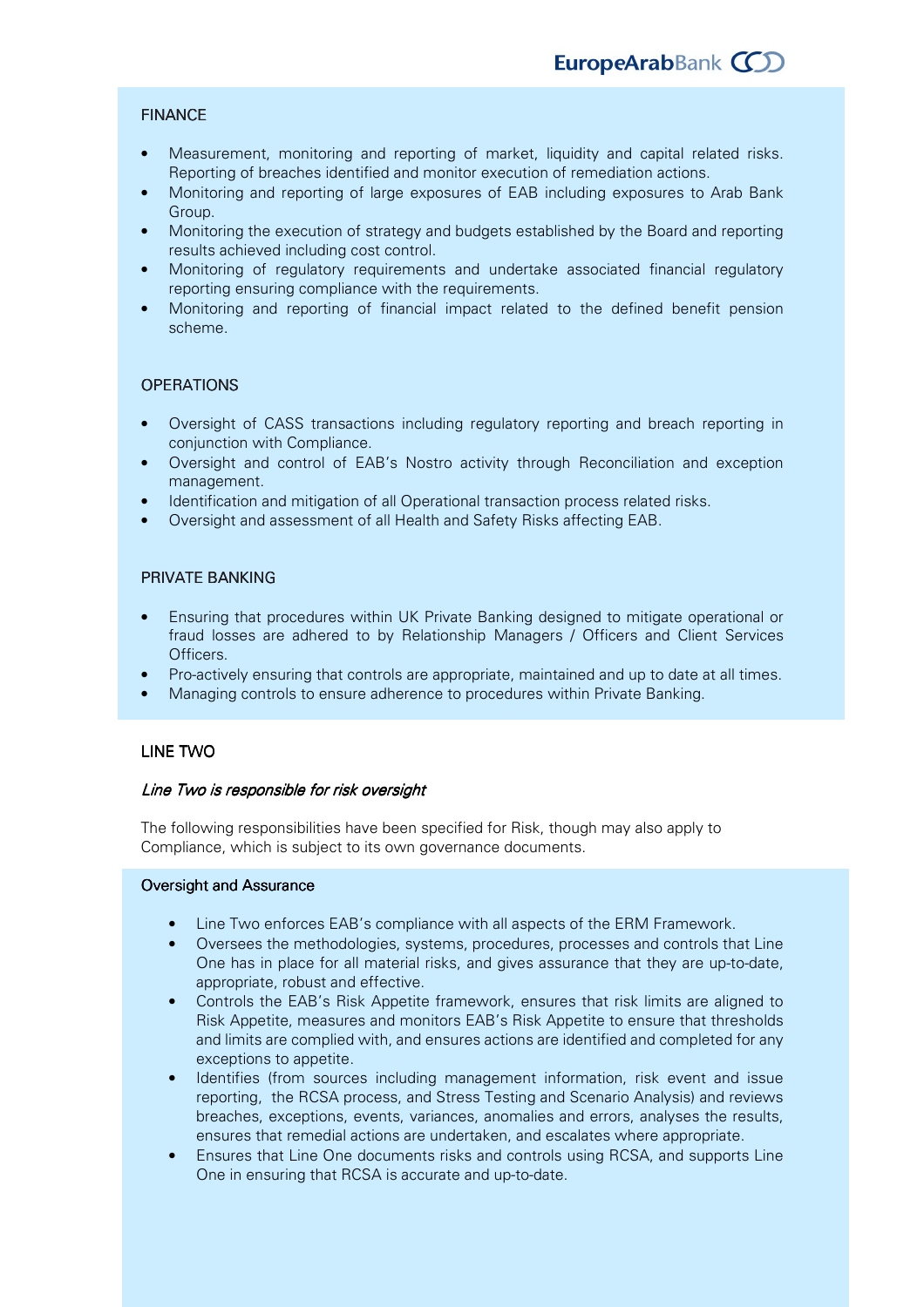### FINANCE

- Measurement, monitoring and reporting of market, liquidity and capital related risks. Reporting of breaches identified and monitor execution of remediation actions.
- Monitoring and reporting of large exposures of EAB including exposures to Arab Bank Group.
- Monitoring the execution of strategy and budgets established by the Board and reporting results achieved including cost control.
- Monitoring of regulatory requirements and undertake associated financial regulatory reporting ensuring compliance with the requirements.
- Monitoring and reporting of financial impact related to the defined benefit pension scheme.

### OPERATIONS

- Oversight of CASS transactions including regulatory reporting and breach reporting in conjunction with Compliance.
- Oversight and control of EAB's Nostro activity through Reconciliation and exception management.
- Identification and mitigation of all Operational transaction process related risks.
- Oversight and assessment of all Health and Safety Risks affecting EAB.

### PRIVATE BANKING

- Ensuring that procedures within UK Private Banking designed to mitigate operational or fraud losses are adhered to by Relationship Managers / Officers and Client Services Officers.
- Pro-actively ensuring that controls are appropriate, maintained and up to date at all times.
- Managing controls to ensure adherence to procedures within Private Banking.

## LINE TWO

*Line Two is responsible for risk oversight*

The following responsibilities have been specified for Risk, though may also apply to Compliance, which is subject to its own governance documents.

### Oversight and Assurance

- Line Two enforces EAB's compliance with all aspects of the ERM Framework.
- Oversees the methodologies, systems, procedures, processes and controls that Line One has in place for all material risks, and gives assurance that they are up-to-date, appropriate, robust and effective.
- Controls the EAB's Risk Appetite framework, ensures that risk limits are aligned to Risk Appetite, measures and monitors EAB's Risk Appetite to ensure that thresholds and limits are complied with, and ensures actions are identified and completed for any exceptions to appetite.
- Identifies (from sources including management information, risk event and issue reporting, the RCSA process, and Stress Testing and Scenario Analysis) and reviews breaches, exceptions, events, variances, anomalies and errors, analyses the results, ensures that remedial actions are undertaken, and escalates where appropriate.
- Ensures that Line One documents risks and controls using RCSA, and supports Line One in ensuring that RCSA is accurate and up-to-date.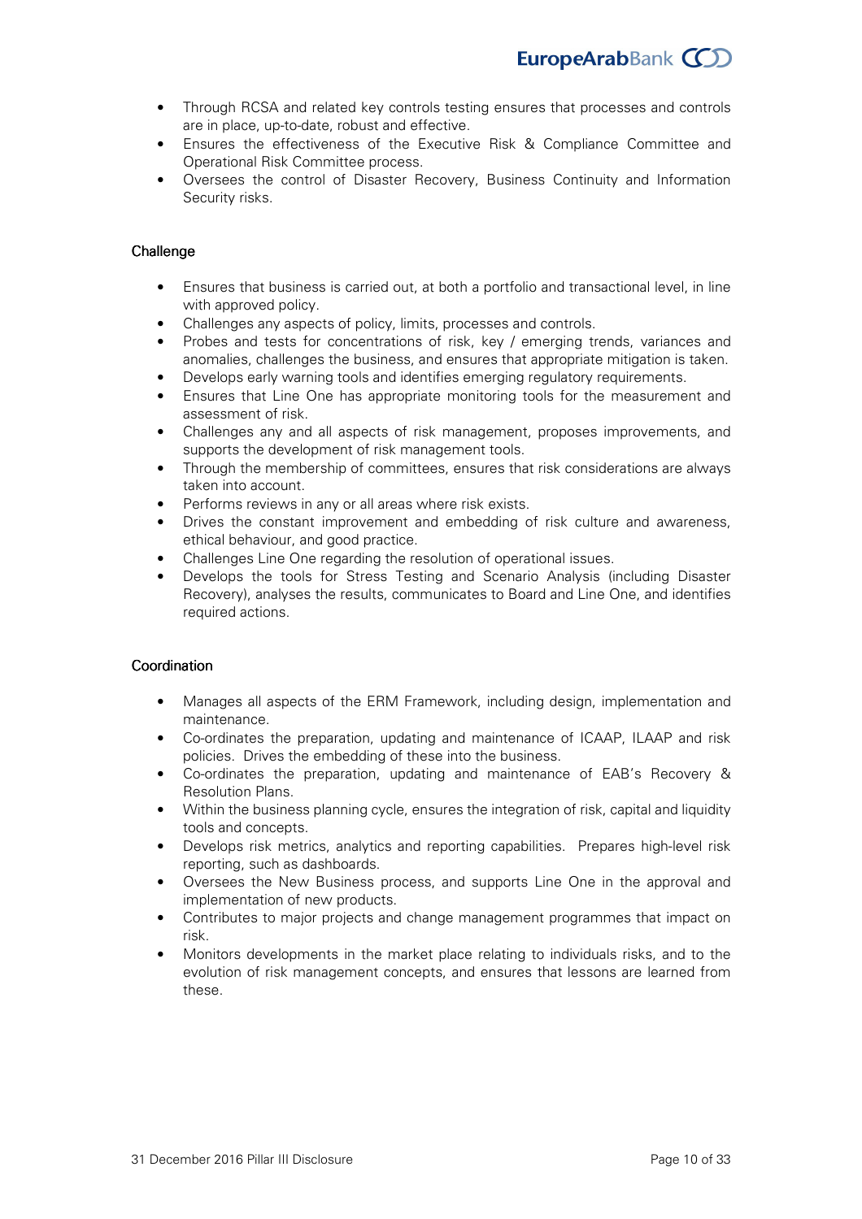- Through RCSA and related key controls testing ensures that processes and controls are in place, up-to-date, robust and effective.
- Ensures the effectiveness of the Executive Risk & Compliance Committee and Operational Risk Committee process.
- Oversees the control of Disaster Recovery, Business Continuity and Information Security risks.

#### Challenge

- Ensures that business is carried out, at both a portfolio and transactional level, in line with approved policy.
- Challenges any aspects of policy, limits, processes and controls.
- Probes and tests for concentrations of risk, key / emerging trends, variances and anomalies, challenges the business, and ensures that appropriate mitigation is taken.
- Develops early warning tools and identifies emerging regulatory requirements.
- Ensures that Line One has appropriate monitoring tools for the measurement and assessment of risk.
- Challenges any and all aspects of risk management, proposes improvements, and supports the development of risk management tools.
- Through the membership of committees, ensures that risk considerations are always taken into account.
- Performs reviews in any or all areas where risk exists.
- Drives the constant improvement and embedding of risk culture and awareness, ethical behaviour, and good practice.
- Challenges Line One regarding the resolution of operational issues.
- Develops the tools for Stress Testing and Scenario Analysis (including Disaster Recovery), analyses the results, communicates to Board and Line One, and identifies required actions.

#### Coordination

- Manages all aspects of the ERM Framework, including design, implementation and maintenance.
- Co-ordinates the preparation, updating and maintenance of ICAAP, ILAAP and risk policies. Drives the embedding of these into the business.
- Co-ordinates the preparation, updating and maintenance of EAB's Recovery & Resolution Plans.
- Within the business planning cycle, ensures the integration of risk, capital and liquidity tools and concepts.
- Develops risk metrics, analytics and reporting capabilities. Prepares high-level risk reporting, such as dashboards.
- Oversees the New Business process, and supports Line One in the approval and implementation of new products.
- Contributes to major projects and change management programmes that impact on risk.
- Monitors developments in the market place relating to individuals risks, and to the evolution of risk management concepts, and ensures that lessons are learned from these.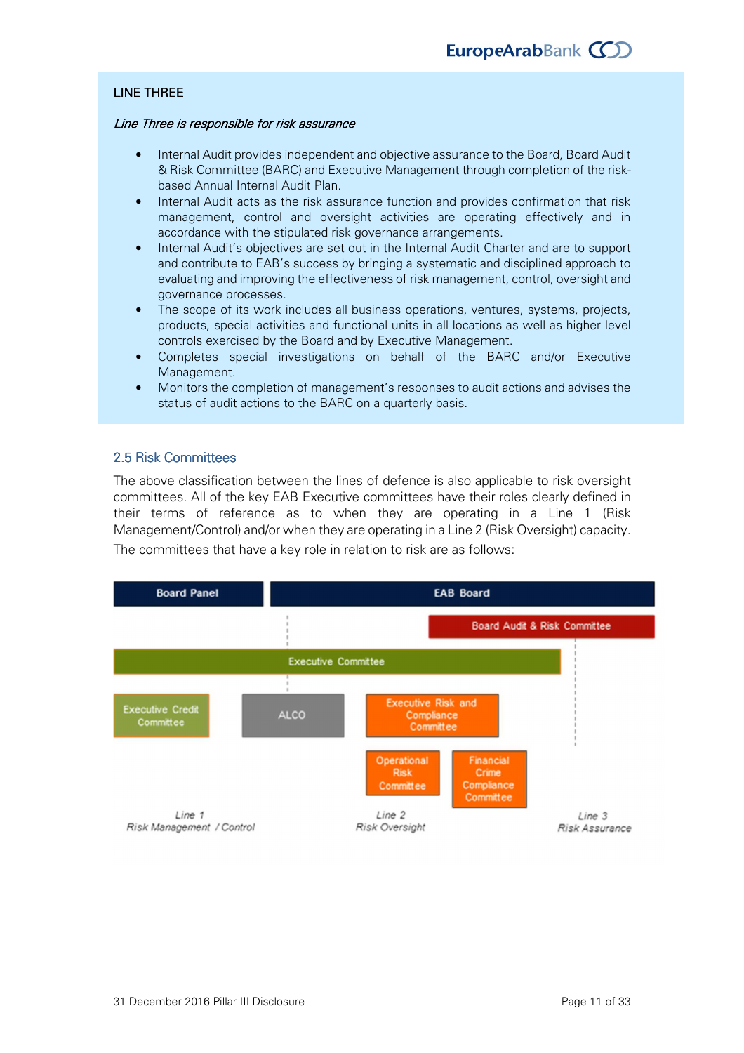LINE THREE

*Line Three is responsible for risk assurance*

- Internal Audit provides independent and objective assurance to the Board, Board Audit & Risk Committee (BARC) and Executive Management through completion of the risk-based Annual Internal Audit Plan.
- Internal Audit acts as the risk assurance function and provides confirmation that risk management, control and oversight activities are operating effectively and in accordance with the stipulated risk governance arrangements.
- Internal Audit's objectives are set out in the Internal Audit Charter and are to support and contribute to EAB's success by bringing a systematic and disciplined approach to evaluating and improving the effectiveness of risk management, control, oversight and governance processes.
- The scope of its work includes all business operations, ventures, systems, projects, products, special activities and functional units in all locations as well as higher level controls exercised by the Board and by Executive Management.
- Completes special investigations on behalf of the BARC and/or Executive Management.
- Monitors the completion of management's responses to audit actions and advises the status of audit actions to the BARC on a quarterly basis.

## 2.5 Risk Committees

The above classification between the lines of defence is also applicable to risk oversight committees. All of the key EAB Executive committees have their roles clearly defined in their terms of reference as to when they are operating in a Line 1 (Risk Management/Control) and/or when they are operating in a Line 2 (Risk Oversight) capacity.

The committees that have a key role in relation to risk are as follows:

Board Panel

EAB Board

Board Audit & Risk Committee

Executive Committee

Executive Credit Committee

ALCO

Executive Risk and Compliance Committee

Operational Risk Committee

Financial Crime Compliance Committee

Line 1
Risk Management / Control

Line 2
Risk Oversight

Line 3
Risk Assurance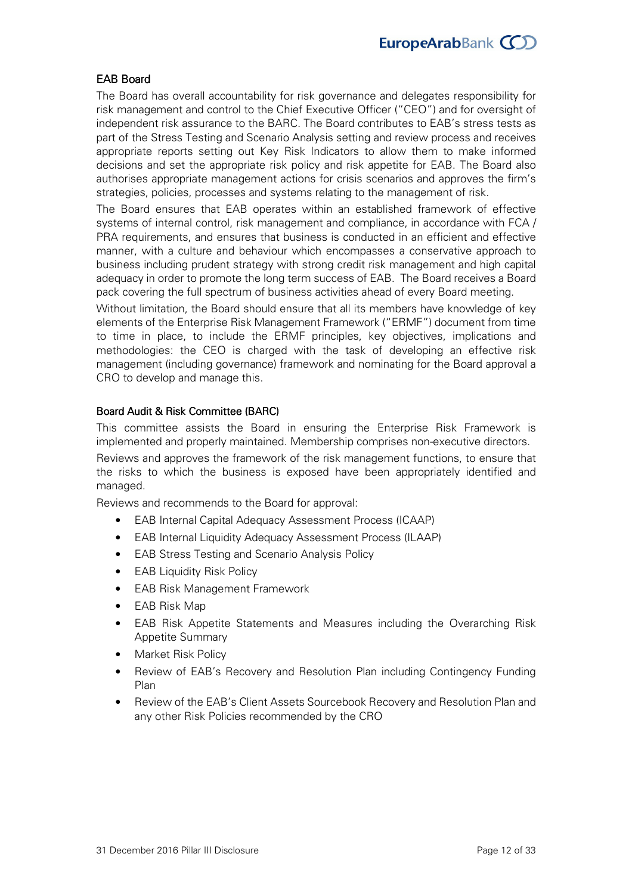### EAB Board

The Board has overall accountability for risk governance and delegates responsibility for risk management and control to the Chief Executive Officer ("CEO") and for oversight of independent risk assurance to the BARC. The Board contributes to EAB's stress tests as part of the Stress Testing and Scenario Analysis setting and review process and receives appropriate reports setting out Key Risk Indicators to allow them to make informed decisions and set the appropriate risk policy and risk appetite for EAB. The Board also authorises appropriate management actions for crisis scenarios and approves the firm's strategies, policies, processes and systems relating to the management of risk.

The Board ensures that EAB operates within an established framework of effective systems of internal control, risk management and compliance, in accordance with FCA / PRA requirements, and ensures that business is conducted in an efficient and effective manner, with a culture and behaviour which encompasses a conservative approach to business including prudent strategy with strong credit risk management and high capital adequacy in order to promote the long term success of EAB. The Board receives a Board pack covering the full spectrum of business activities ahead of every Board meeting.

Without limitation, the Board should ensure that all its members have knowledge of key elements of the Enterprise Risk Management Framework ("ERMF") document from time to time in place, to include the ERMF principles, key objectives, implications and methodologies: the CEO is charged with the task of developing an effective risk management (including governance) framework and nominating for the Board approval a CRO to develop and manage this.

### Board Audit & Risk Committee (BARC)

This committee assists the Board in ensuring the Enterprise Risk Framework is implemented and properly maintained. Membership comprises non-executive directors.

Reviews and approves the framework of the risk management functions, to ensure that the risks to which the business is exposed have been appropriately identified and managed.

Reviews and recommends to the Board for approval:

- EAB Internal Capital Adequacy Assessment Process (ICAAP)
- EAB Internal Liquidity Adequacy Assessment Process (ILAAP)
- EAB Stress Testing and Scenario Analysis Policy
- EAB Liquidity Risk Policy
- EAB Risk Management Framework
- EAB Risk Map
- EAB Risk Appetite Statements and Measures including the Overarching Risk Appetite Summary
- Market Risk Policy
- Review of EAB's Recovery and Resolution Plan including Contingency Funding Plan
- Review of the EAB's Client Assets Sourcebook Recovery and Resolution Plan and any other Risk Policies recommended by the CRO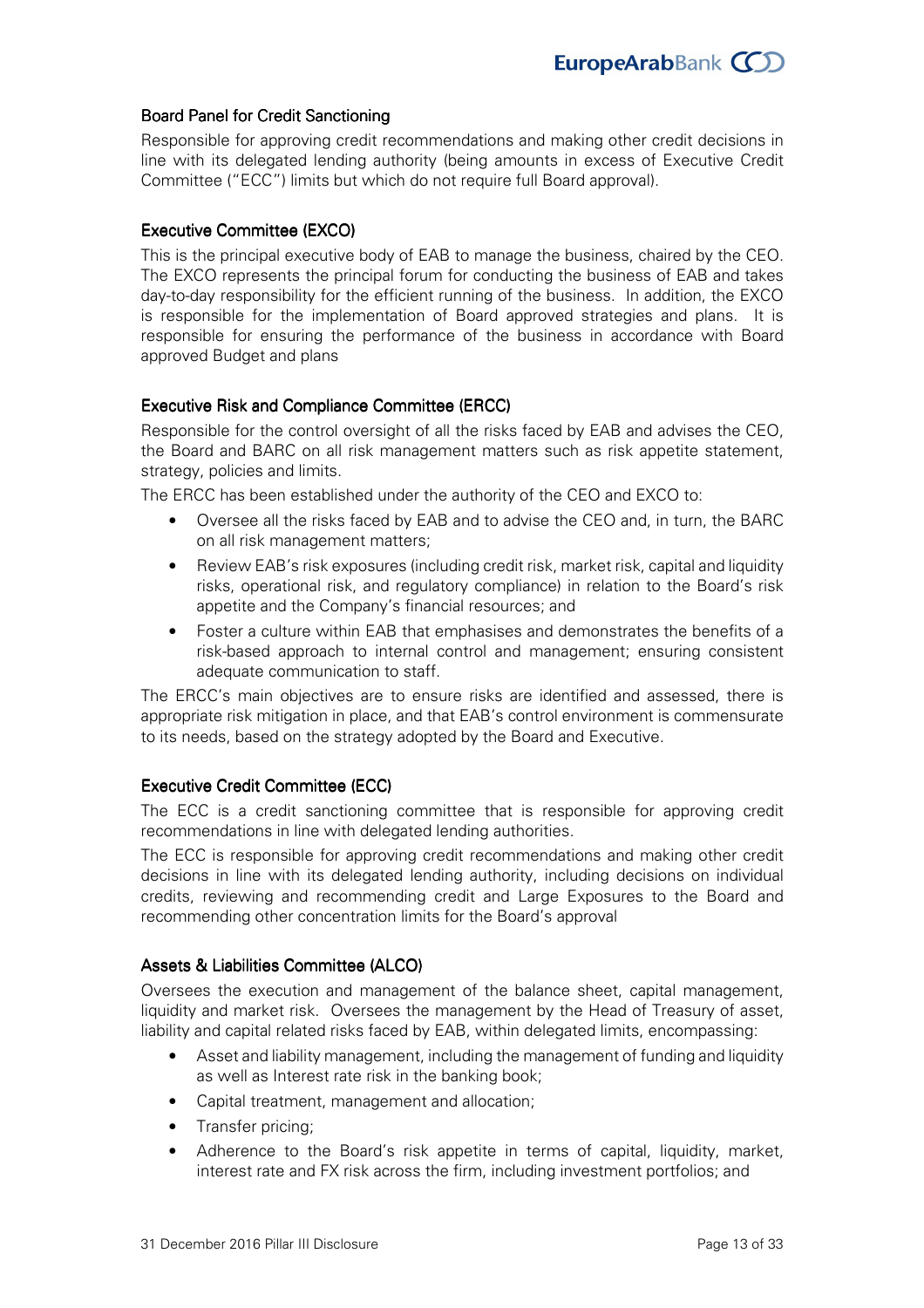### Board Panel for Credit Sanctioning

Responsible for approving credit recommendations and making other credit decisions in line with its delegated lending authority (being amounts in excess of Executive Credit Committee ("ECC") limits but which do not require full Board approval).

### Executive Committee (EXCO)

This is the principal executive body of EAB to manage the business, chaired by the CEO. The EXCO represents the principal forum for conducting the business of EAB and takes day-to-day responsibility for the efficient running of the business. In addition, the EXCO is responsible for the implementation of Board approved strategies and plans. It is responsible for ensuring the performance of the business in accordance with Board approved Budget and plans

### Executive Risk and Compliance Committee (ERCC)

Responsible for the control oversight of all the risks faced by EAB and advises the CEO, the Board and BARC on all risk management matters such as risk appetite statement, strategy, policies and limits.

The ERCC has been established under the authority of the CEO and EXCO to:

- Oversee all the risks faced by EAB and to advise the CEO and, in turn, the BARC on all risk management matters;
- Review EAB's risk exposures (including credit risk, market risk, capital and liquidity risks, operational risk, and regulatory compliance) in relation to the Board's risk appetite and the Company's financial resources; and
- Foster a culture within EAB that emphasises and demonstrates the benefits of a risk-based approach to internal control and management; ensuring consistent adequate communication to staff.

The ERCC's main objectives are to ensure risks are identified and assessed, there is appropriate risk mitigation in place, and that EAB's control environment is commensurate to its needs, based on the strategy adopted by the Board and Executive.

### Executive Credit Committee (ECC)

The ECC is a credit sanctioning committee that is responsible for approving credit recommendations in line with delegated lending authorities.

The ECC is responsible for approving credit recommendations and making other credit decisions in line with its delegated lending authority, including decisions on individual credits, reviewing and recommending credit and Large Exposures to the Board and recommending other concentration limits for the Board's approval

### Assets & Liabilities Committee (ALCO)

Oversees the execution and management of the balance sheet, capital management, liquidity and market risk. Oversees the management by the Head of Treasury of asset, liability and capital related risks faced by EAB, within delegated limits, encompassing:

- Asset and liability management, including the management of funding and liquidity as well as Interest rate risk in the banking book;
- Capital treatment, management and allocation;
- Transfer pricing;
- Adherence to the Board's risk appetite in terms of capital, liquidity, market, interest rate and FX risk across the firm, including investment portfolios; and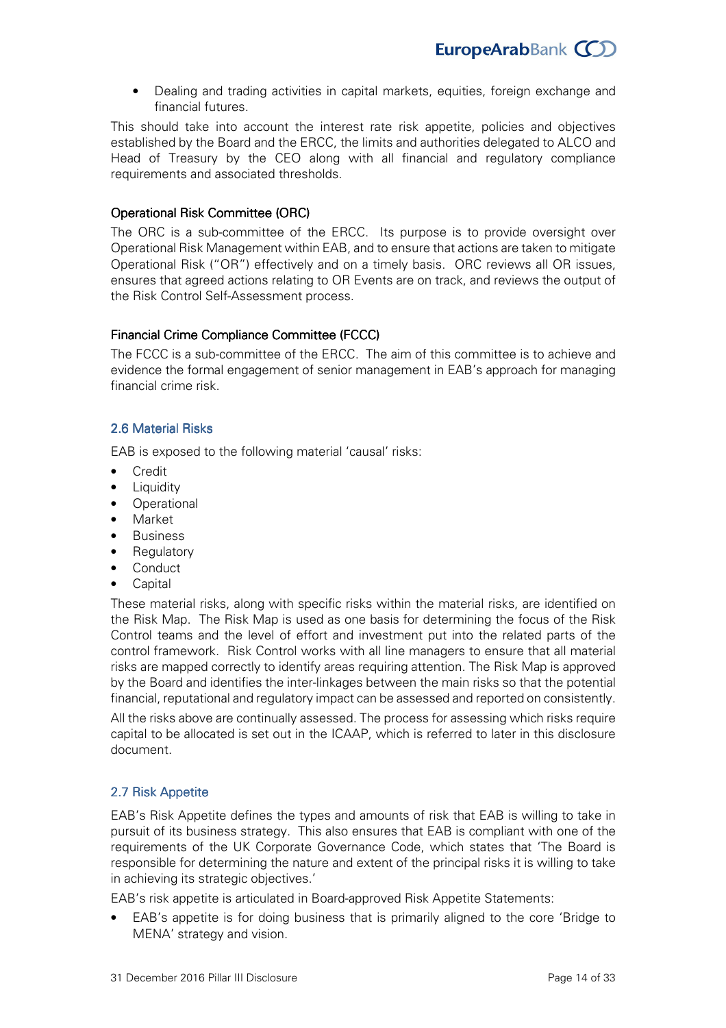- Dealing and trading activities in capital markets, equities, foreign exchange and financial futures.

This should take into account the interest rate risk appetite, policies and objectives established by the Board and the ERCC, the limits and authorities delegated to ALCO and Head of Treasury by the CEO along with all financial and regulatory compliance requirements and associated thresholds.

#### Operational Risk Committee (ORC)

The ORC is a sub-committee of the ERCC. Its purpose is to provide oversight over Operational Risk Management within EAB, and to ensure that actions are taken to mitigate Operational Risk ("OR") effectively and on a timely basis. ORC reviews all OR issues, ensures that agreed actions relating to OR Events are on track, and reviews the output of the Risk Control Self-Assessment process.

#### Financial Crime Compliance Committee (FCCC)

The FCCC is a sub-committee of the ERCC. The aim of this committee is to achieve and evidence the formal engagement of senior management in EAB's approach for managing financial crime risk.

### 2.6 Material Risks

EAB is exposed to the following material 'causal' risks:

- Credit
- Liquidity
- Operational
- Market
- Business
- Regulatory
- Conduct
- Capital

These material risks, along with specific risks within the material risks, are identified on the Risk Map. The Risk Map is used as one basis for determining the focus of the Risk Control teams and the level of effort and investment put into the related parts of the control framework. Risk Control works with all line managers to ensure that all material risks are mapped correctly to identify areas requiring attention. The Risk Map is approved by the Board and identifies the inter-linkages between the main risks so that the potential financial, reputational and regulatory impact can be assessed and reported on consistently.

All the risks above are continually assessed. The process for assessing which risks require capital to be allocated is set out in the ICAAP, which is referred to later in this disclosure document.

### 2.7 Risk Appetite

EAB's Risk Appetite defines the types and amounts of risk that EAB is willing to take in pursuit of its business strategy. This also ensures that EAB is compliant with one of the requirements of the UK Corporate Governance Code, which states that 'The Board is responsible for determining the nature and extent of the principal risks it is willing to take in achieving its strategic objectives.'

EAB's risk appetite is articulated in Board-approved Risk Appetite Statements:

- EAB's appetite is for doing business that is primarily aligned to the core 'Bridge to MENA' strategy and vision.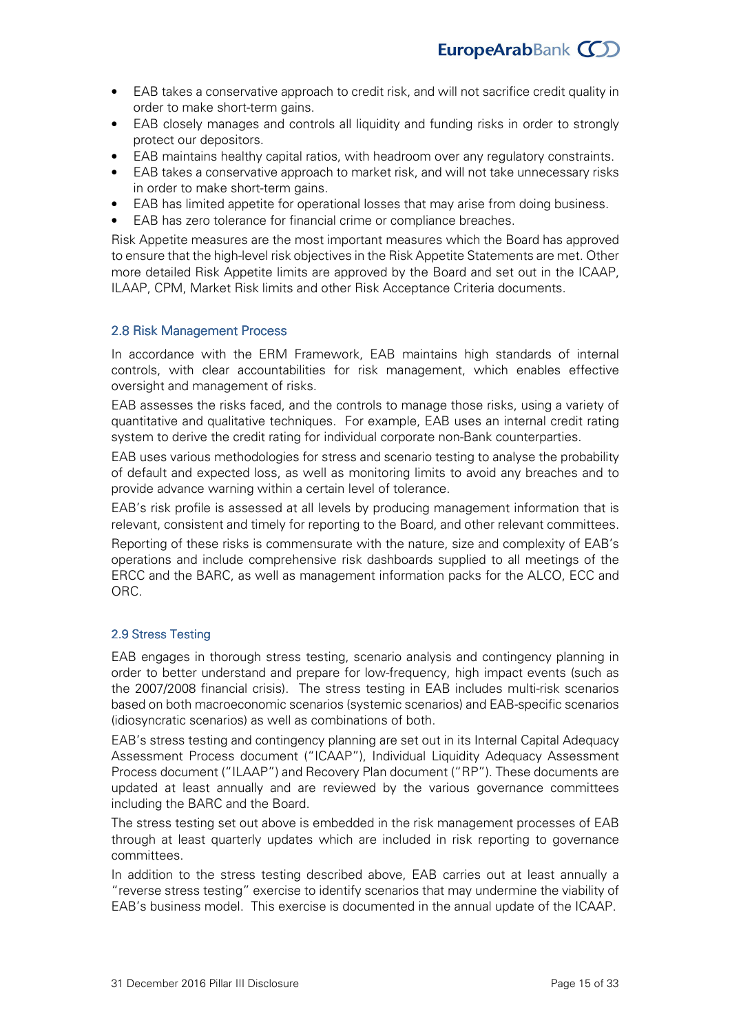- EAB takes a conservative approach to credit risk, and will not sacrifice credit quality in order to make short-term gains.
- EAB closely manages and controls all liquidity and funding risks in order to strongly protect our depositors.
- EAB maintains healthy capital ratios, with headroom over any regulatory constraints.
- EAB takes a conservative approach to market risk, and will not take unnecessary risks in order to make short-term gains.
- EAB has limited appetite for operational losses that may arise from doing business.
- EAB has zero tolerance for financial crime or compliance breaches.

Risk Appetite measures are the most important measures which the Board has approved to ensure that the high-level risk objectives in the Risk Appetite Statements are met. Other more detailed Risk Appetite limits are approved by the Board and set out in the ICAAP, ILAAP, CPM, Market Risk limits and other Risk Acceptance Criteria documents.

### 2.8 Risk Management Process

In accordance with the ERM Framework, EAB maintains high standards of internal controls, with clear accountabilities for risk management, which enables effective oversight and management of risks.

EAB assesses the risks faced, and the controls to manage those risks, using a variety of quantitative and qualitative techniques. For example, EAB uses an internal credit rating system to derive the credit rating for individual corporate non-Bank counterparties.

EAB uses various methodologies for stress and scenario testing to analyse the probability of default and expected loss, as well as monitoring limits to avoid any breaches and to provide advance warning within a certain level of tolerance.

EAB's risk profile is assessed at all levels by producing management information that is relevant, consistent and timely for reporting to the Board, and other relevant committees.

Reporting of these risks is commensurate with the nature, size and complexity of EAB's operations and include comprehensive risk dashboards supplied to all meetings of the ERCC and the BARC, as well as management information packs for the ALCO, ECC and ORC.

### 2.9 Stress Testing

EAB engages in thorough stress testing, scenario analysis and contingency planning in order to better understand and prepare for low-frequency, high impact events (such as the 2007/2008 financial crisis). The stress testing in EAB includes multi-risk scenarios based on both macroeconomic scenarios (systemic scenarios) and EAB-specific scenarios (idiosyncratic scenarios) as well as combinations of both.

EAB's stress testing and contingency planning are set out in its Internal Capital Adequacy Assessment Process document ("ICAAP"), Individual Liquidity Adequacy Assessment Process document ("ILAAP") and Recovery Plan document ("RP"). These documents are updated at least annually and are reviewed by the various governance committees including the BARC and the Board.

The stress testing set out above is embedded in the risk management processes of EAB through at least quarterly updates which are included in risk reporting to governance committees.

In addition to the stress testing described above, EAB carries out at least annually a "reverse stress testing" exercise to identify scenarios that may undermine the viability of EAB's business model. This exercise is documented in the annual update of the ICAAP.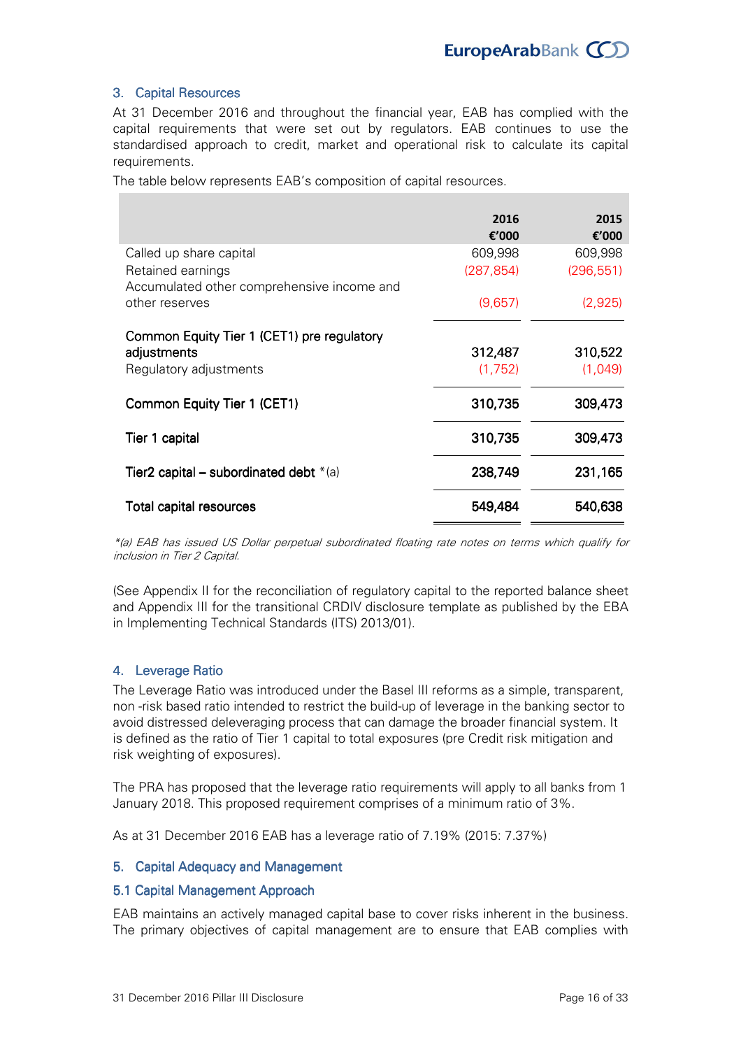## 3. Capital Resources

At 31 December 2016 and throughout the financial year, EAB has complied with the capital requirements that were set out by regulators. EAB continues to use the standardised approach to credit, market and operational risk to calculate its capital requirements.

The table below represents EAB's composition of capital resources.

| | 2016 €'000 | 2015 €'000 |
|---|---|---|
| Called up share capital | 609,998 | 609,998 |
| Retained earnings | (287,854) | (296,551) |
| Accumulated other comprehensive income and other reserves | (9,657) | (2,925) |
| **Common Equity Tier 1 (CET1) pre regulatory adjustments** | **312,487** | **310,522** |
| Regulatory adjustments | (1,752) | (1,049) |
| **Common Equity Tier 1 (CET1)** | **310,735** | **309,473** |
| **Tier 1 capital** | **310,735** | **309,473** |
| **Tier2 capital – subordinated debt** *(a) | **238,749** | **231,165** |
| **Total capital resources** | **549,484** | **540,638** |

*\*(a) EAB has issued US Dollar perpetual subordinated floating rate notes on terms which qualify for inclusion in Tier 2 Capital.*

(See Appendix II for the reconciliation of regulatory capital to the reported balance sheet and Appendix III for the transitional CRDIV disclosure template as published by the EBA in Implementing Technical Standards (ITS) 2013/01).

## 4. Leverage Ratio

The Leverage Ratio was introduced under the Basel III reforms as a simple, transparent, non -risk based ratio intended to restrict the build-up of leverage in the banking sector to avoid distressed deleveraging process that can damage the broader financial system. It is defined as the ratio of Tier 1 capital to total exposures (pre Credit risk mitigation and risk weighting of exposures).

The PRA has proposed that the leverage ratio requirements will apply to all banks from 1 January 2018. This proposed requirement comprises of a minimum ratio of 3%.

As at 31 December 2016 EAB has a leverage ratio of 7.19% (2015: 7.37%)

## 5. Capital Adequacy and Management

### 5.1 Capital Management Approach

EAB maintains an actively managed capital base to cover risks inherent in the business. The primary objectives of capital management are to ensure that EAB complies with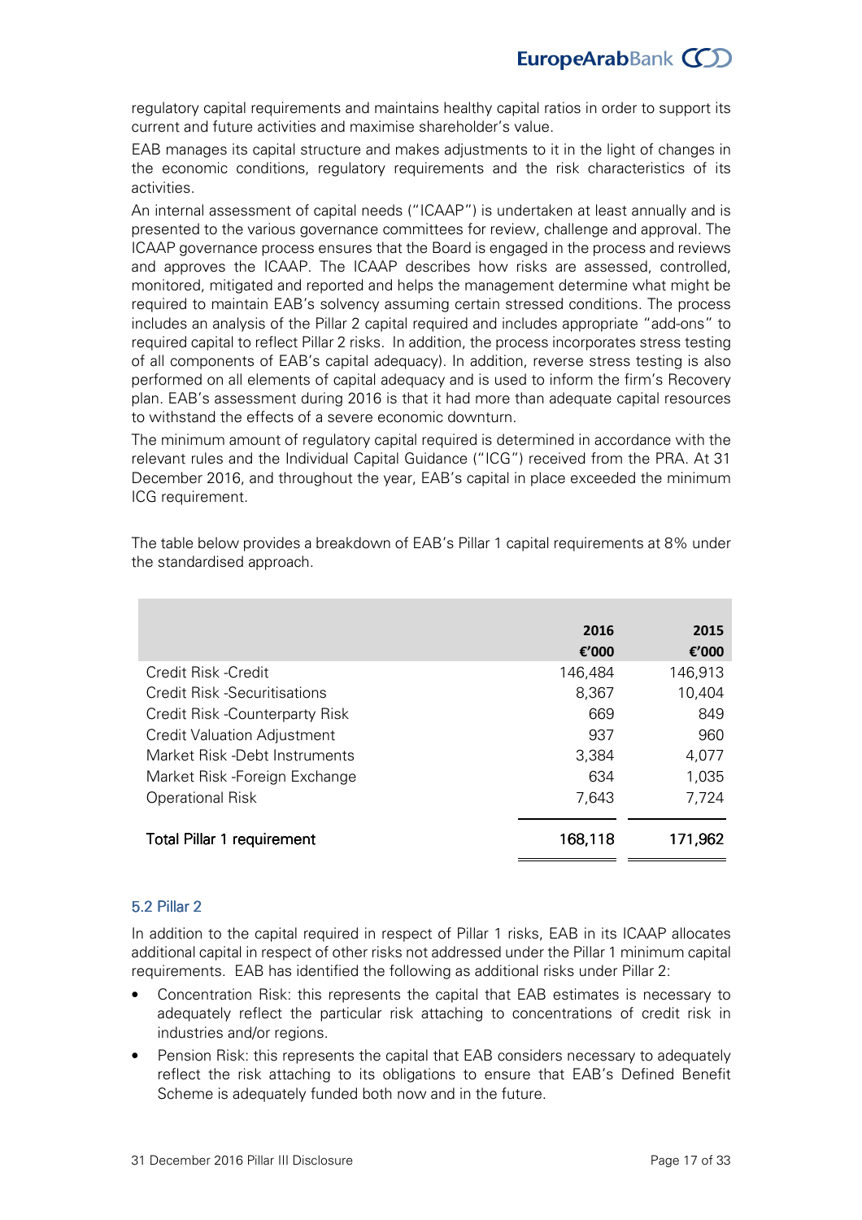regulatory capital requirements and maintains healthy capital ratios in order to support its current and future activities and maximise shareholder's value.

EAB manages its capital structure and makes adjustments to it in the light of changes in the economic conditions, regulatory requirements and the risk characteristics of its activities.

An internal assessment of capital needs ("ICAAP") is undertaken at least annually and is presented to the various governance committees for review, challenge and approval. The ICAAP governance process ensures that the Board is engaged in the process and reviews and approves the ICAAP. The ICAAP describes how risks are assessed, controlled, monitored, mitigated and reported and helps the management determine what might be required to maintain EAB's solvency assuming certain stressed conditions. The process includes an analysis of the Pillar 2 capital required and includes appropriate "add-ons" to required capital to reflect Pillar 2 risks. In addition, the process incorporates stress testing of all components of EAB's capital adequacy). In addition, reverse stress testing is also performed on all elements of capital adequacy and is used to inform the firm's Recovery plan. EAB's assessment during 2016 is that it had more than adequate capital resources to withstand the effects of a severe economic downturn.

The minimum amount of regulatory capital required is determined in accordance with the relevant rules and the Individual Capital Guidance ("ICG") received from the PRA. At 31 December 2016, and throughout the year, EAB's capital in place exceeded the minimum ICG requirement.

The table below provides a breakdown of EAB's Pillar 1 capital requirements at 8% under the standardised approach.

| | 2016 €'000 | 2015 €'000 |
|---|---|---|
| Credit Risk -Credit | 146,484 | 146,913 |
| Credit Risk -Securitisations | 8,367 | 10,404 |
| Credit Risk -Counterparty Risk | 669 | 849 |
| Credit Valuation Adjustment | 937 | 960 |
| Market Risk -Debt Instruments | 3,384 | 4,077 |
| Market Risk -Foreign Exchange | 634 | 1,035 |
| Operational Risk | 7,643 | 7,724 |
| Total Pillar 1 requirement | 168,118 | 171,962 |

## 5.2 Pillar 2

In addition to the capital required in respect of Pillar 1 risks, EAB in its ICAAP allocates additional capital in respect of other risks not addressed under the Pillar 1 minimum capital requirements. EAB has identified the following as additional risks under Pillar 2:

- Concentration Risk: this represents the capital that EAB estimates is necessary to adequately reflect the particular risk attaching to concentrations of credit risk in industries and/or regions.
- Pension Risk: this represents the capital that EAB considers necessary to adequately reflect the risk attaching to its obligations to ensure that EAB's Defined Benefit Scheme is adequately funded both now and in the future.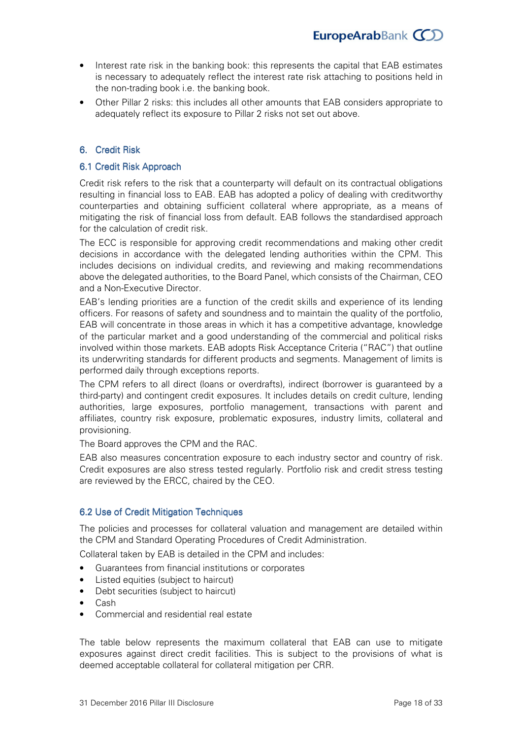- Interest rate risk in the banking book: this represents the capital that EAB estimates is necessary to adequately reflect the interest rate risk attaching to positions held in the non-trading book i.e. the banking book.
- Other Pillar 2 risks: this includes all other amounts that EAB considers appropriate to adequately reflect its exposure to Pillar 2 risks not set out above.

## 6. Credit Risk

### 6.1 Credit Risk Approach

Credit risk refers to the risk that a counterparty will default on its contractual obligations resulting in financial loss to EAB. EAB has adopted a policy of dealing with creditworthy counterparties and obtaining sufficient collateral where appropriate, as a means of mitigating the risk of financial loss from default. EAB follows the standardised approach for the calculation of credit risk.

The ECC is responsible for approving credit recommendations and making other credit decisions in accordance with the delegated lending authorities within the CPM. This includes decisions on individual credits, and reviewing and making recommendations above the delegated authorities, to the Board Panel, which consists of the Chairman, CEO and a Non-Executive Director.

EAB's lending priorities are a function of the credit skills and experience of its lending officers. For reasons of safety and soundness and to maintain the quality of the portfolio, EAB will concentrate in those areas in which it has a competitive advantage, knowledge of the particular market and a good understanding of the commercial and political risks involved within those markets. EAB adopts Risk Acceptance Criteria ("RAC") that outline its underwriting standards for different products and segments. Management of limits is performed daily through exceptions reports.

The CPM refers to all direct (loans or overdrafts), indirect (borrower is guaranteed by a third-party) and contingent credit exposures. It includes details on credit culture, lending authorities, large exposures, portfolio management, transactions with parent and affiliates, country risk exposure, problematic exposures, industry limits, collateral and provisioning.

The Board approves the CPM and the RAC.

EAB also measures concentration exposure to each industry sector and country of risk. Credit exposures are also stress tested regularly. Portfolio risk and credit stress testing are reviewed by the ERCC, chaired by the CEO.

### 6.2 Use of Credit Mitigation Techniques

The policies and processes for collateral valuation and management are detailed within the CPM and Standard Operating Procedures of Credit Administration.

Collateral taken by EAB is detailed in the CPM and includes:

- Guarantees from financial institutions or corporates
- Listed equities (subject to haircut)
- Debt securities (subject to haircut)
- Cash
- Commercial and residential real estate

The table below represents the maximum collateral that EAB can use to mitigate exposures against direct credit facilities. This is subject to the provisions of what is deemed acceptable collateral for collateral mitigation per CRR.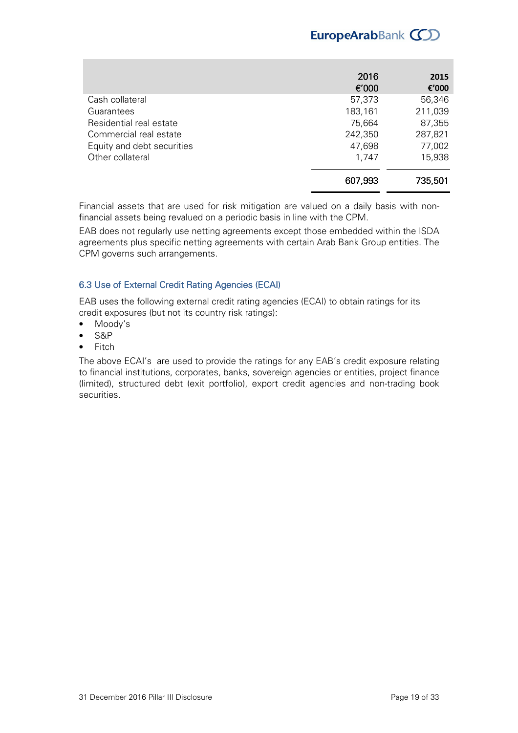| | 2016<br>€'000 | 2015<br>€'000 |
|---|---|---|
| Cash collateral | 57,373 | 56,346 |
| Guarantees | 183,161 | 211,039 |
| Residential real estate | 75,664 | 87,355 |
| Commercial real estate | 242,350 | 287,821 |
| Equity and debt securities | 47,698 | 77,002 |
| Other collateral | 1,747 | 15,938 |
| | 607,993 | 735,501 |

Financial assets that are used for risk mitigation are valued on a daily basis with non-financial assets being revalued on a periodic basis in line with the CPM.

EAB does not regularly use netting agreements except those embedded within the ISDA agreements plus specific netting agreements with certain Arab Bank Group entities. The CPM governs such arrangements.

### 6.3 Use of External Credit Rating Agencies (ECAI)

EAB uses the following external credit rating agencies (ECAI) to obtain ratings for its credit exposures (but not its country risk ratings):

- Moody's
- S&P
- Fitch

The above ECAI's are used to provide the ratings for any EAB's credit exposure relating to financial institutions, corporates, banks, sovereign agencies or entities, project finance (limited), structured debt (exit portfolio), export credit agencies and non-trading book securities.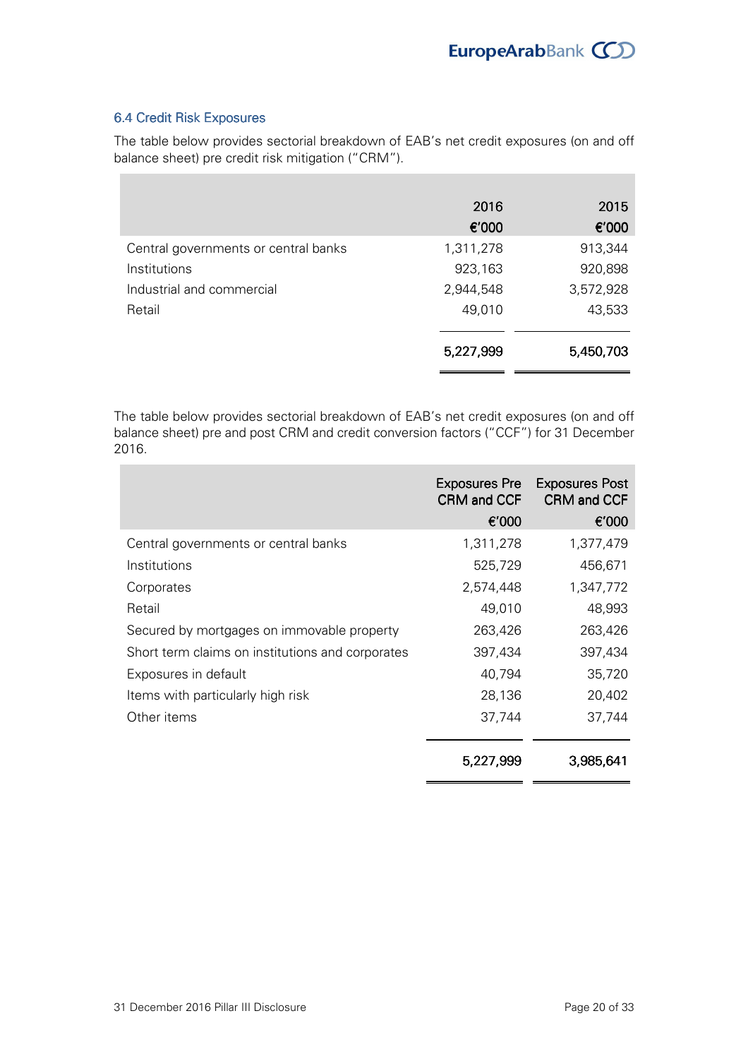### 6.4 Credit Risk Exposures

The table below provides sectorial breakdown of EAB's net credit exposures (on and off balance sheet) pre credit risk mitigation ("CRM").

| | 2016<br>€'000 | 2015<br>€'000 |
|---|---:|---:|
| Central governments or central banks | 1,311,278 | 913,344 |
| Institutions | 923,163 | 920,898 |
| Industrial and commercial | 2,944,548 | 3,572,928 |
| Retail | 49,010 | 43,533 |
| | 5,227,999 | 5,450,703 |

The table below provides sectorial breakdown of EAB's net credit exposures (on and off balance sheet) pre and post CRM and credit conversion factors ("CCF") for 31 December 2016.

| | Exposures Pre CRM and CCF<br>€'000 | Exposures Post CRM and CCF<br>€'000 |
|---|---:|---:|
| Central governments or central banks | 1,311,278 | 1,377,479 |
| Institutions | 525,729 | 456,671 |
| Corporates | 2,574,448 | 1,347,772 |
| Retail | 49,010 | 48,993 |
| Secured by mortgages on immovable property | 263,426 | 263,426 |
| Short term claims on institutions and corporates | 397,434 | 397,434 |
| Exposures in default | 40,794 | 35,720 |
| Items with particularly high risk | 28,136 | 20,402 |
| Other items | 37,744 | 37,744 |
| | 5,227,999 | 3,985,641 |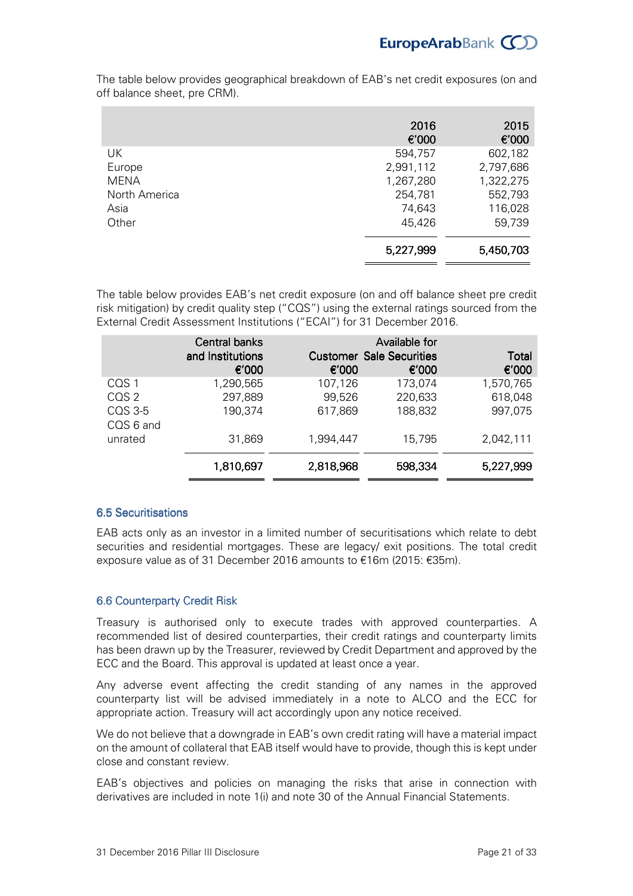The table below provides geographical breakdown of EAB's net credit exposures (on and off balance sheet, pre CRM).

| | 2016<br>€'000 | 2015<br>€'000 |
|---|---|---|
| UK | 594,757 | 602,182 |
| Europe | 2,991,112 | 2,797,686 |
| MENA | 1,267,280 | 1,322,275 |
| North America | 254,781 | 552,793 |
| Asia | 74,643 | 116,028 |
| Other | 45,426 | 59,739 |
| | 5,227,999 | 5,450,703 |

The table below provides EAB's net credit exposure (on and off balance sheet pre credit risk mitigation) by credit quality step ("CQS") using the external ratings sourced from the External Credit Assessment Institutions ("ECAI") for 31 December 2016.

| | Central banks and Institutions<br>€'000 | Customer<br>€'000 | Available for Sale Securities<br>€'000 | Total<br>€'000 |
|---|---|---|---|---|
| CQS 1 | 1,290,565 | 107,126 | 173,074 | 1,570,765 |
| CQS 2 | 297,889 | 99,526 | 220,633 | 618,048 |
| CQS 3-5 | 190,374 | 617,869 | 188,832 | 997,075 |
| CQS 6 and unrated | 31,869 | 1,994,447 | 15,795 | 2,042,111 |
| | 1,810,697 | 2,818,968 | 598,334 | 5,227,999 |

## 6.5 Securitisations

EAB acts only as an investor in a limited number of securitisations which relate to debt securities and residential mortgages. These are legacy/ exit positions. The total credit exposure value as of 31 December 2016 amounts to €16m (2015: €35m).

## 6.6 Counterparty Credit Risk

Treasury is authorised only to execute trades with approved counterparties. A recommended list of desired counterparties, their credit ratings and counterparty limits has been drawn up by the Treasurer, reviewed by Credit Department and approved by the ECC and the Board. This approval is updated at least once a year.

Any adverse event affecting the credit standing of any names in the approved counterparty list will be advised immediately in a note to ALCO and the ECC for appropriate action. Treasury will act accordingly upon any notice received.

We do not believe that a downgrade in EAB's own credit rating will have a material impact on the amount of collateral that EAB itself would have to provide, though this is kept under close and constant review.

EAB's objectives and policies on managing the risks that arise in connection with derivatives are included in note 1(i) and note 30 of the Annual Financial Statements.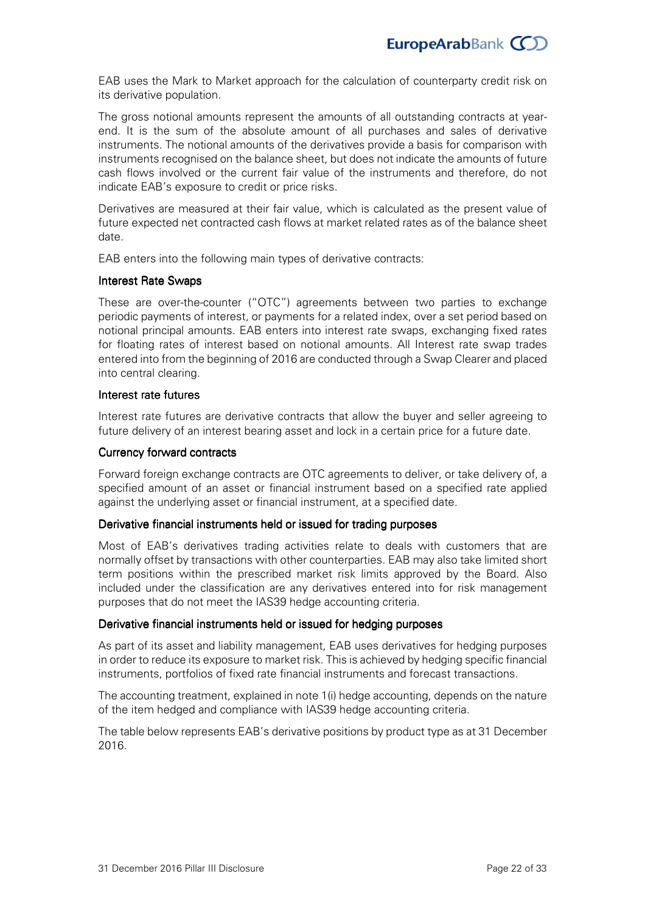EAB uses the Mark to Market approach for the calculation of counterparty credit risk on its derivative population.

The gross notional amounts represent the amounts of all outstanding contracts at year-end. It is the sum of the absolute amount of all purchases and sales of derivative instruments. The notional amounts of the derivatives provide a basis for comparison with instruments recognised on the balance sheet, but does not indicate the amounts of future cash flows involved or the current fair value of the instruments and therefore, do not indicate EAB's exposure to credit or price risks.

Derivatives are measured at their fair value, which is calculated as the present value of future expected net contracted cash flows at market related rates as of the balance sheet date.

EAB enters into the following main types of derivative contracts:

#### Interest Rate Swaps

These are over-the-counter ("OTC") agreements between two parties to exchange periodic payments of interest, or payments for a related index, over a set period based on notional principal amounts. EAB enters into interest rate swaps, exchanging fixed rates for floating rates of interest based on notional amounts. All Interest rate swap trades entered into from the beginning of 2016 are conducted through a Swap Clearer and placed into central clearing.

#### Interest rate futures

Interest rate futures are derivative contracts that allow the buyer and seller agreeing to future delivery of an interest bearing asset and lock in a certain price for a future date.

#### Currency forward contracts

Forward foreign exchange contracts are OTC agreements to deliver, or take delivery of, a specified amount of an asset or financial instrument based on a specified rate applied against the underlying asset or financial instrument, at a specified date.

#### Derivative financial instruments held or issued for trading purposes

Most of EAB's derivatives trading activities relate to deals with customers that are normally offset by transactions with other counterparties. EAB may also take limited short term positions within the prescribed market risk limits approved by the Board. Also included under the classification are any derivatives entered into for risk management purposes that do not meet the IAS39 hedge accounting criteria.

#### Derivative financial instruments held or issued for hedging purposes

As part of its asset and liability management, EAB uses derivatives for hedging purposes in order to reduce its exposure to market risk. This is achieved by hedging specific financial instruments, portfolios of fixed rate financial instruments and forecast transactions.

The accounting treatment, explained in note 1(i) hedge accounting, depends on the nature of the item hedged and compliance with IAS39 hedge accounting criteria.

The table below represents EAB's derivative positions by product type as at 31 December 2016.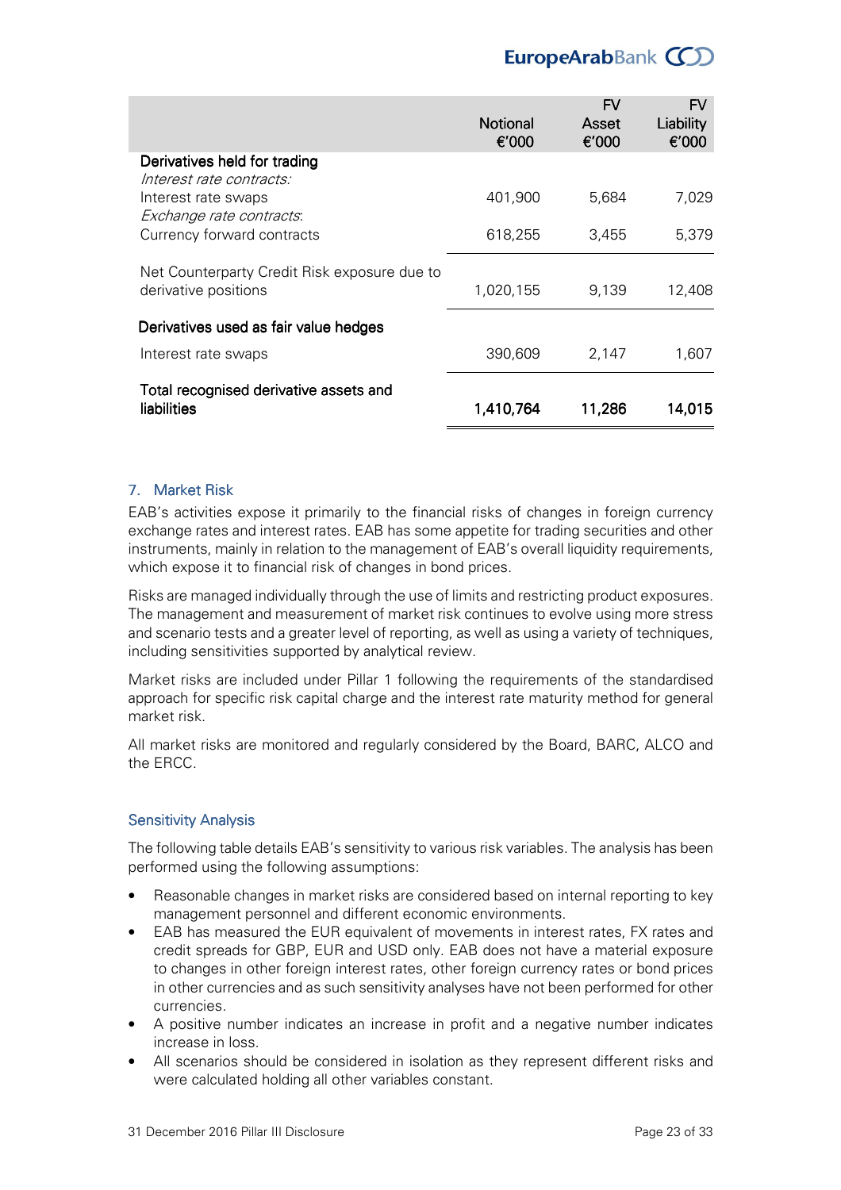| | Notional €'000 | FV Asset €'000 | FV Liability €'000 |
|---|---|---|---|
| **Derivatives held for trading** | | | |
| *Interest rate contracts:* | | | |
| Interest rate swaps | 401,900 | 5,684 | 7,029 |
| *Exchange rate contracts*: | | | |
| Currency forward contracts | 618,255 | 3,455 | 5,379 |
| Net Counterparty Credit Risk exposure due to derivative positions | 1,020,155 | 9,139 | 12,408 |
| **Derivatives used as fair value hedges** | | | |
| Interest rate swaps | 390,609 | 2,147 | 1,607 |
| **Total recognised derivative assets and liabilities** | **1,410,764** | **11,286** | **14,015** |

## 7. Market Risk

EAB's activities expose it primarily to the financial risks of changes in foreign currency exchange rates and interest rates. EAB has some appetite for trading securities and other instruments, mainly in relation to the management of EAB's overall liquidity requirements, which expose it to financial risk of changes in bond prices.

Risks are managed individually through the use of limits and restricting product exposures. The management and measurement of market risk continues to evolve using more stress and scenario tests and a greater level of reporting, as well as using a variety of techniques, including sensitivities supported by analytical review.

Market risks are included under Pillar 1 following the requirements of the standardised approach for specific risk capital charge and the interest rate maturity method for general market risk.

All market risks are monitored and regularly considered by the Board, BARC, ALCO and the ERCC.

### Sensitivity Analysis

The following table details EAB's sensitivity to various risk variables. The analysis has been performed using the following assumptions:

- Reasonable changes in market risks are considered based on internal reporting to key management personnel and different economic environments.
- EAB has measured the EUR equivalent of movements in interest rates, FX rates and credit spreads for GBP, EUR and USD only. EAB does not have a material exposure to changes in other foreign interest rates, other foreign currency rates or bond prices in other currencies and as such sensitivity analyses have not been performed for other currencies.
- A positive number indicates an increase in profit and a negative number indicates increase in loss.
- All scenarios should be considered in isolation as they represent different risks and were calculated holding all other variables constant.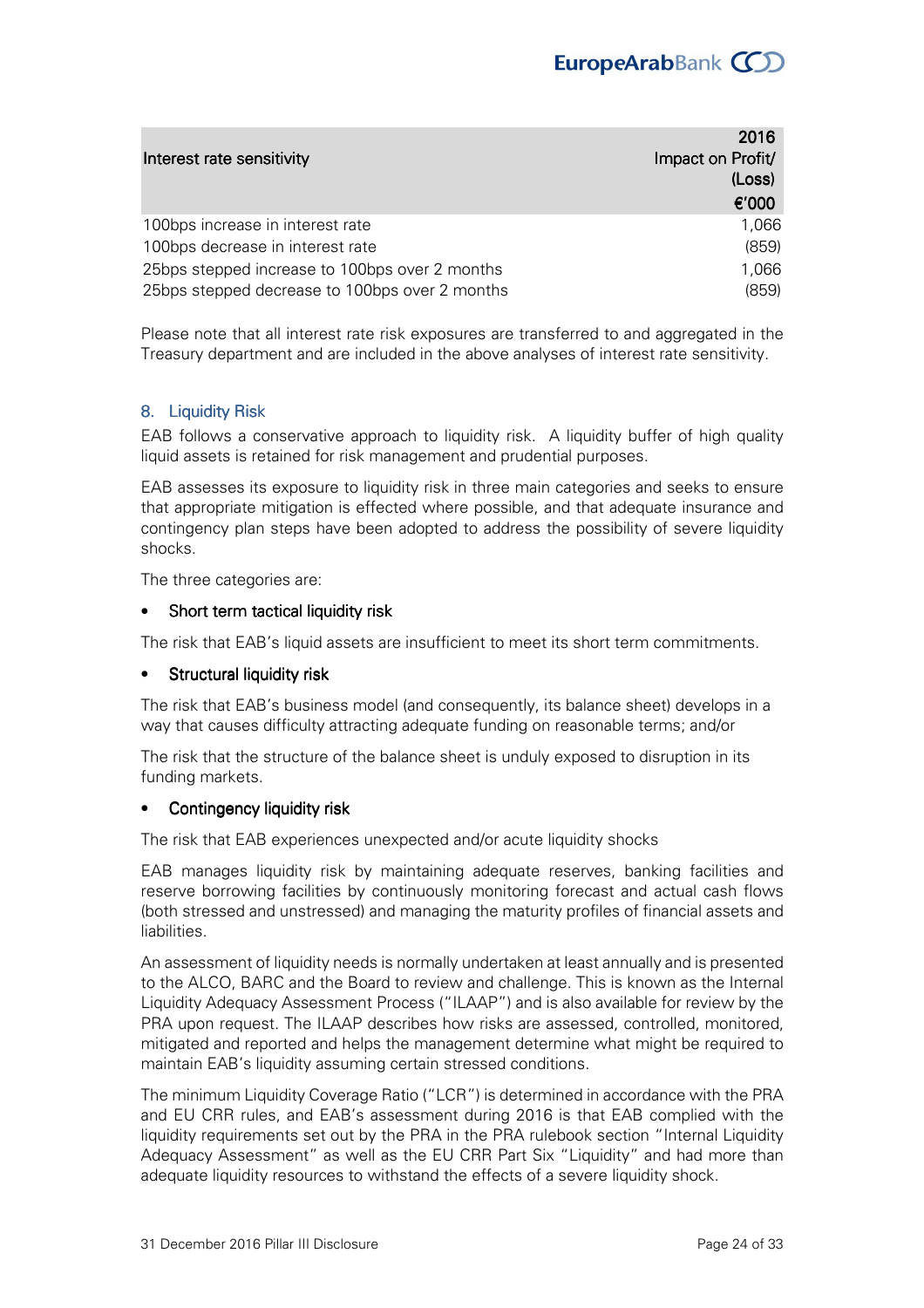| Interest rate sensitivity | 2016 Impact on Profit/ (Loss) €'000 |
|---|---|
| 100bps increase in interest rate | 1,066 |
| 100bps decrease in interest rate | (859) |
| 25bps stepped increase to 100bps over 2 months | 1,066 |
| 25bps stepped decrease to 100bps over 2 months | (859) |

Please note that all interest rate risk exposures are transferred to and aggregated in the Treasury department and are included in the above analyses of interest rate sensitivity.

## 8. Liquidity Risk

EAB follows a conservative approach to liquidity risk. A liquidity buffer of high quality liquid assets is retained for risk management and prudential purposes.

EAB assesses its exposure to liquidity risk in three main categories and seeks to ensure that appropriate mitigation is effected where possible, and that adequate insurance and contingency plan steps have been adopted to address the possibility of severe liquidity shocks.

The three categories are:

- **Short term tactical liquidity risk**

The risk that EAB's liquid assets are insufficient to meet its short term commitments.

- **Structural liquidity risk**

The risk that EAB's business model (and consequently, its balance sheet) develops in a way that causes difficulty attracting adequate funding on reasonable terms; and/or

The risk that the structure of the balance sheet is unduly exposed to disruption in its funding markets.

- **Contingency liquidity risk**

The risk that EAB experiences unexpected and/or acute liquidity shocks

EAB manages liquidity risk by maintaining adequate reserves, banking facilities and reserve borrowing facilities by continuously monitoring forecast and actual cash flows (both stressed and unstressed) and managing the maturity profiles of financial assets and liabilities.

An assessment of liquidity needs is normally undertaken at least annually and is presented to the ALCO, BARC and the Board to review and challenge. This is known as the Internal Liquidity Adequacy Assessment Process ("ILAAP") and is also available for review by the PRA upon request. The ILAAP describes how risks are assessed, controlled, monitored, mitigated and reported and helps the management determine what might be required to maintain EAB's liquidity assuming certain stressed conditions.

The minimum Liquidity Coverage Ratio ("LCR") is determined in accordance with the PRA and EU CRR rules, and EAB's assessment during 2016 is that EAB complied with the liquidity requirements set out by the PRA in the PRA rulebook section "Internal Liquidity Adequacy Assessment" as well as the EU CRR Part Six "Liquidity" and had more than adequate liquidity resources to withstand the effects of a severe liquidity shock.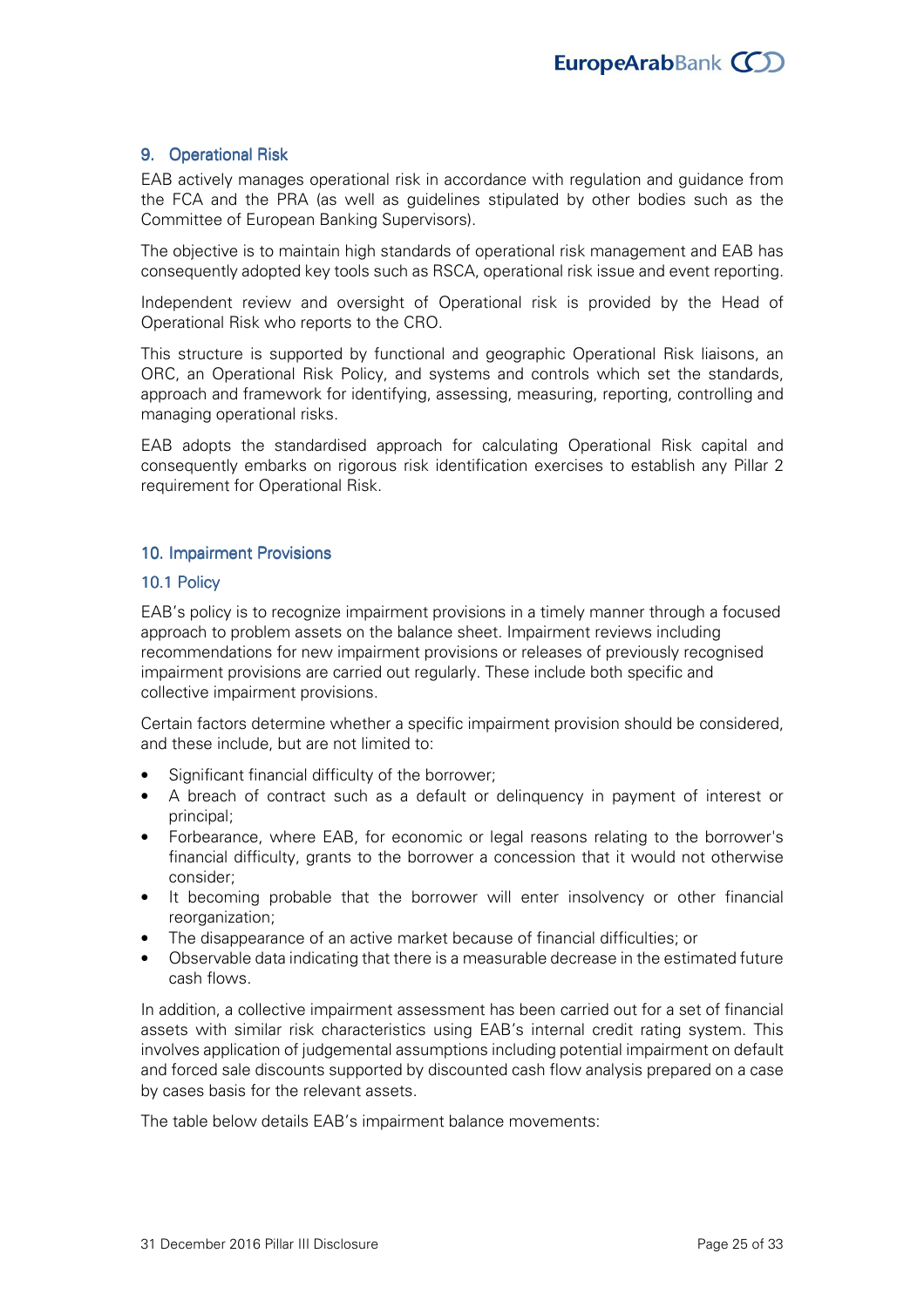## 9. Operational Risk

EAB actively manages operational risk in accordance with regulation and guidance from the FCA and the PRA (as well as guidelines stipulated by other bodies such as the Committee of European Banking Supervisors).

The objective is to maintain high standards of operational risk management and EAB has consequently adopted key tools such as RSCA, operational risk issue and event reporting.

Independent review and oversight of Operational risk is provided by the Head of Operational Risk who reports to the CRO.

This structure is supported by functional and geographic Operational Risk liaisons, an ORC, an Operational Risk Policy, and systems and controls which set the standards, approach and framework for identifying, assessing, measuring, reporting, controlling and managing operational risks.

EAB adopts the standardised approach for calculating Operational Risk capital and consequently embarks on rigorous risk identification exercises to establish any Pillar 2 requirement for Operational Risk.

## 10. Impairment Provisions

### 10.1 Policy

EAB's policy is to recognize impairment provisions in a timely manner through a focused approach to problem assets on the balance sheet. Impairment reviews including recommendations for new impairment provisions or releases of previously recognised impairment provisions are carried out regularly. These include both specific and collective impairment provisions.

Certain factors determine whether a specific impairment provision should be considered, and these include, but are not limited to:

- Significant financial difficulty of the borrower;
- A breach of contract such as a default or delinquency in payment of interest or principal;
- Forbearance, where EAB, for economic or legal reasons relating to the borrower's financial difficulty, grants to the borrower a concession that it would not otherwise consider;
- It becoming probable that the borrower will enter insolvency or other financial reorganization;
- The disappearance of an active market because of financial difficulties; or
- Observable data indicating that there is a measurable decrease in the estimated future cash flows.

In addition, a collective impairment assessment has been carried out for a set of financial assets with similar risk characteristics using EAB's internal credit rating system. This involves application of judgemental assumptions including potential impairment on default and forced sale discounts supported by discounted cash flow analysis prepared on a case by cases basis for the relevant assets.

The table below details EAB's impairment balance movements: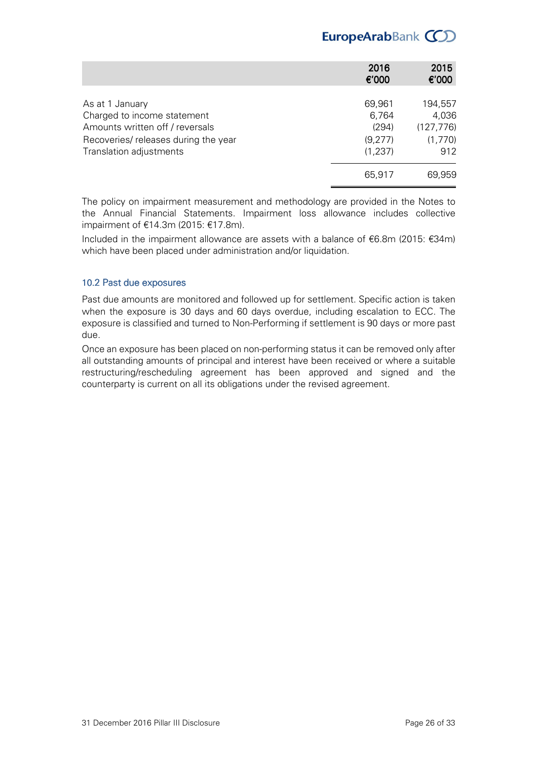| | 2016 €'000 | 2015 €'000 |
|---|---|---|
| As at 1 January | 69,961 | 194,557 |
| Charged to income statement | 6,764 | 4,036 |
| Amounts written off / reversals | (294) | (127,776) |
| Recoveries/ releases during the year | (9,277) | (1,770) |
| Translation adjustments | (1,237) | 912 |
| | 65,917 | 69,959 |

The policy on impairment measurement and methodology are provided in the Notes to the Annual Financial Statements. Impairment loss allowance includes collective impairment of €14.3m (2015: €17.8m).

Included in the impairment allowance are assets with a balance of €6.8m (2015: €34m) which have been placed under administration and/or liquidation.

### 10.2 Past due exposures

Past due amounts are monitored and followed up for settlement. Specific action is taken when the exposure is 30 days and 60 days overdue, including escalation to ECC. The exposure is classified and turned to Non-Performing if settlement is 90 days or more past due.

Once an exposure has been placed on non-performing status it can be removed only after all outstanding amounts of principal and interest have been received or where a suitable restructuring/rescheduling agreement has been approved and signed and the counterparty is current on all its obligations under the revised agreement.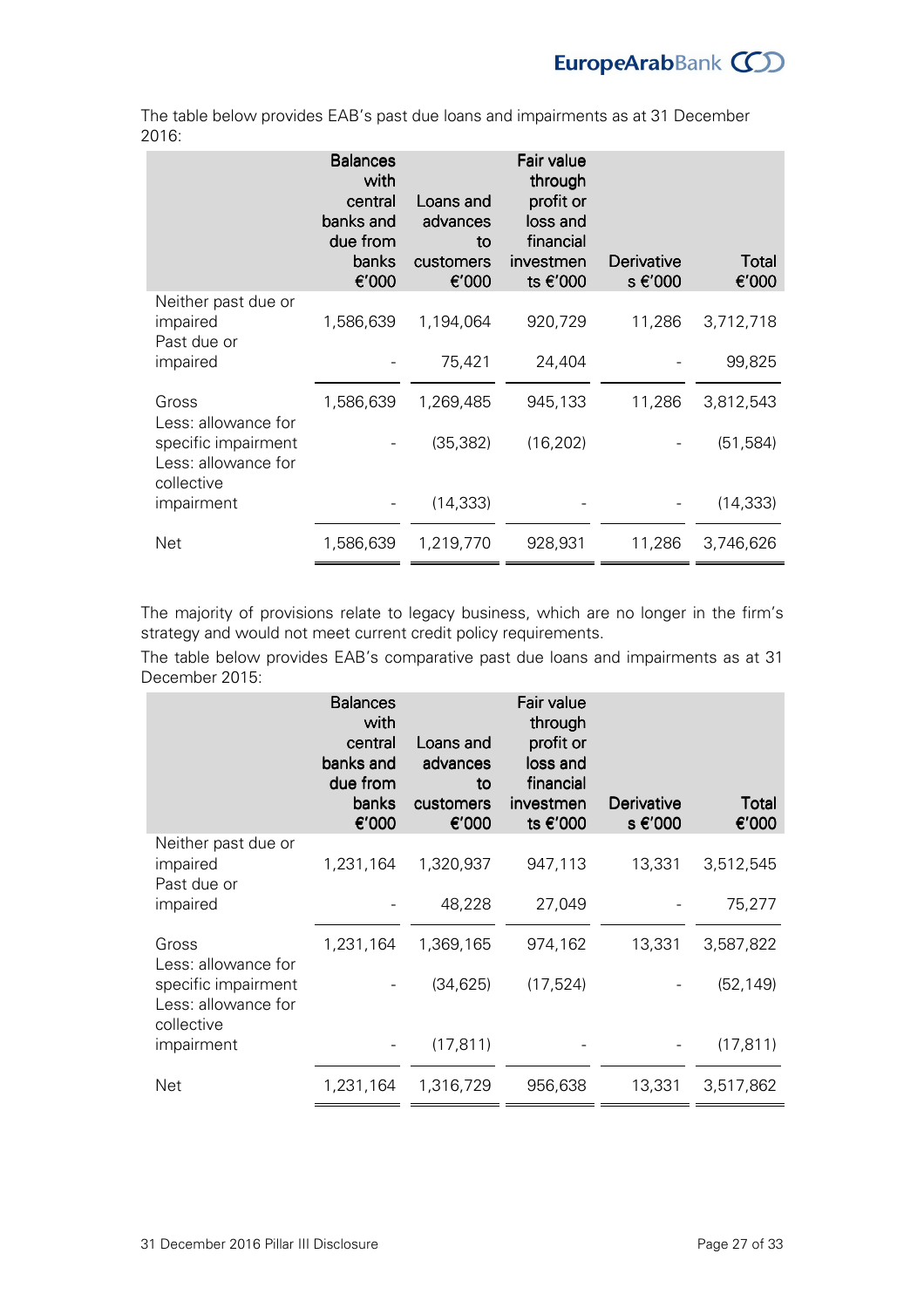The table below provides EAB's past due loans and impairments as at 31 December 2016:

| | Balances with central banks and due from banks €'000 | Loans and advances to customers €'000 | Fair value through profit or loss and financial investments €'000 | Derivatives €'000 | Total €'000 |
|---|---|---|---|---|---|
| Neither past due or impaired | 1,586,639 | 1,194,064 | 920,729 | 11,286 | 3,712,718 |
| Past due or impaired | - | 75,421 | 24,404 | - | 99,825 |
| Gross | 1,586,639 | 1,269,485 | 945,133 | 11,286 | 3,812,543 |
| Less: allowance for specific impairment | - | (35,382) | (16,202) | - | (51,584) |
| Less: allowance for collective impairment | - | (14,333) | - | - | (14,333) |
| Net | 1,586,639 | 1,219,770 | 928,931 | 11,286 | 3,746,626 |

The majority of provisions relate to legacy business, which are no longer in the firm's strategy and would not meet current credit policy requirements.

The table below provides EAB's comparative past due loans and impairments as at 31 December 2015:

| | Balances with central banks and due from banks €'000 | Loans and advances to customers €'000 | Fair value through profit or loss and financial investments €'000 | Derivatives €'000 | Total €'000 |
|---|---|---|---|---|---|
| Neither past due or impaired | 1,231,164 | 1,320,937 | 947,113 | 13,331 | 3,512,545 |
| Past due or impaired | - | 48,228 | 27,049 | - | 75,277 |
| Gross | 1,231,164 | 1,369,165 | 974,162 | 13,331 | 3,587,822 |
| Less: allowance for specific impairment | - | (34,625) | (17,524) | - | (52,149) |
| Less: allowance for collective impairment | - | (17,811) | - | - | (17,811) |
| Net | 1,231,164 | 1,316,729 | 956,638 | 13,331 | 3,517,862 |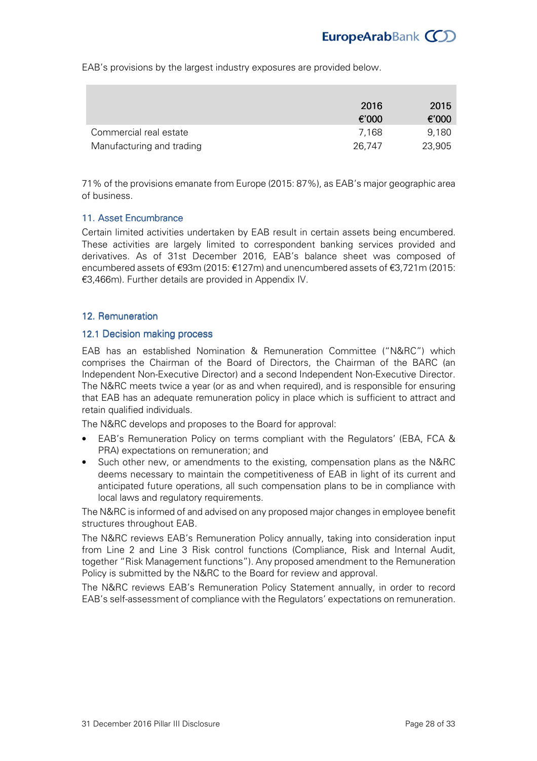EAB's provisions by the largest industry exposures are provided below.

| | 2016 €'000 | 2015 €'000 |
|---|---|---|
| Commercial real estate | 7,168 | 9,180 |
| Manufacturing and trading | 26,747 | 23,905 |

71% of the provisions emanate from Europe (2015: 87%), as EAB's major geographic area of business.

## 11. Asset Encumbrance

Certain limited activities undertaken by EAB result in certain assets being encumbered. These activities are largely limited to correspondent banking services provided and derivatives. As of 31st December 2016, EAB's balance sheet was composed of encumbered assets of €93m (2015: €127m) and unencumbered assets of €3,721m (2015: €3,466m). Further details are provided in Appendix IV.

## 12. Remuneration

### 12.1 Decision making process

EAB has an established Nomination & Remuneration Committee ("N&RC") which comprises the Chairman of the Board of Directors, the Chairman of the BARC (an Independent Non-Executive Director) and a second Independent Non-Executive Director. The N&RC meets twice a year (or as and when required), and is responsible for ensuring that EAB has an adequate remuneration policy in place which is sufficient to attract and retain qualified individuals.

The N&RC develops and proposes to the Board for approval:

- EAB's Remuneration Policy on terms compliant with the Regulators' (EBA, FCA & PRA) expectations on remuneration; and
- Such other new, or amendments to the existing, compensation plans as the N&RC deems necessary to maintain the competitiveness of EAB in light of its current and anticipated future operations, all such compensation plans to be in compliance with local laws and regulatory requirements.

The N&RC is informed of and advised on any proposed major changes in employee benefit structures throughout EAB.

The N&RC reviews EAB's Remuneration Policy annually, taking into consideration input from Line 2 and Line 3 Risk control functions (Compliance, Risk and Internal Audit, together "Risk Management functions"). Any proposed amendment to the Remuneration Policy is submitted by the N&RC to the Board for review and approval.

The N&RC reviews EAB's Remuneration Policy Statement annually, in order to record EAB's self-assessment of compliance with the Regulators' expectations on remuneration.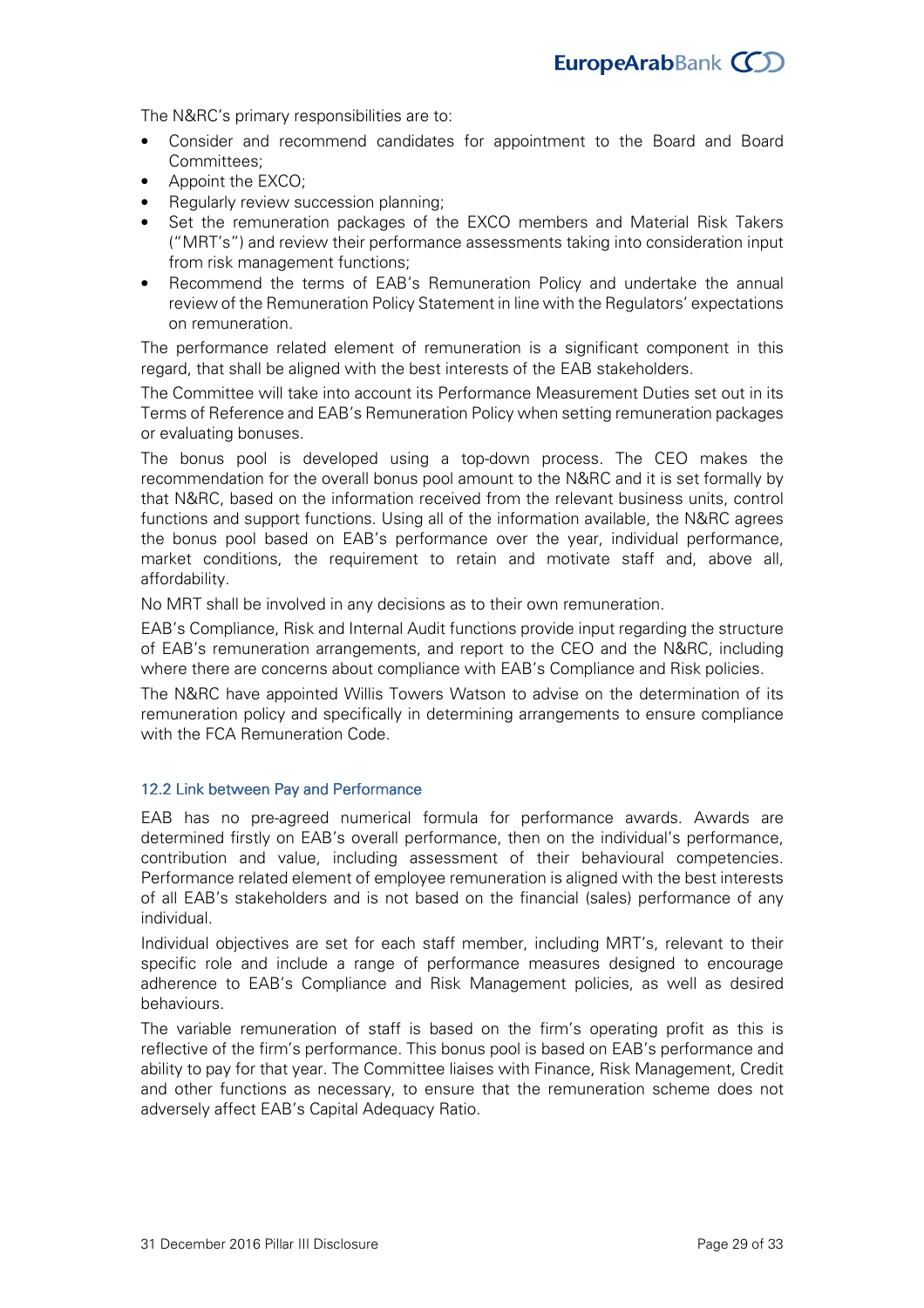The N&RC's primary responsibilities are to:

- Consider and recommend candidates for appointment to the Board and Board Committees;
- Appoint the EXCO;
- Regularly review succession planning;
- Set the remuneration packages of the EXCO members and Material Risk Takers ("MRT's") and review their performance assessments taking into consideration input from risk management functions;
- Recommend the terms of EAB's Remuneration Policy and undertake the annual review of the Remuneration Policy Statement in line with the Regulators' expectations on remuneration.

The performance related element of remuneration is a significant component in this regard, that shall be aligned with the best interests of the EAB stakeholders.

The Committee will take into account its Performance Measurement Duties set out in its Terms of Reference and EAB's Remuneration Policy when setting remuneration packages or evaluating bonuses.

The bonus pool is developed using a top-down process. The CEO makes the recommendation for the overall bonus pool amount to the N&RC and it is set formally by that N&RC, based on the information received from the relevant business units, control functions and support functions. Using all of the information available, the N&RC agrees the bonus pool based on EAB's performance over the year, individual performance, market conditions, the requirement to retain and motivate staff and, above all, affordability.

No MRT shall be involved in any decisions as to their own remuneration.

EAB's Compliance, Risk and Internal Audit functions provide input regarding the structure of EAB's remuneration arrangements, and report to the CEO and the N&RC, including where there are concerns about compliance with EAB's Compliance and Risk policies.

The N&RC have appointed Willis Towers Watson to advise on the determination of its remuneration policy and specifically in determining arrangements to ensure compliance with the FCA Remuneration Code.

### 12.2 Link between Pay and Performance

EAB has no pre-agreed numerical formula for performance awards. Awards are determined firstly on EAB's overall performance, then on the individual's performance, contribution and value, including assessment of their behavioural competencies. Performance related element of employee remuneration is aligned with the best interests of all EAB's stakeholders and is not based on the financial (sales) performance of any individual.

Individual objectives are set for each staff member, including MRT's, relevant to their specific role and include a range of performance measures designed to encourage adherence to EAB's Compliance and Risk Management policies, as well as desired behaviours.

The variable remuneration of staff is based on the firm's operating profit as this is reflective of the firm's performance. This bonus pool is based on EAB's performance and ability to pay for that year. The Committee liaises with Finance, Risk Management, Credit and other functions as necessary, to ensure that the remuneration scheme does not adversely affect EAB's Capital Adequacy Ratio.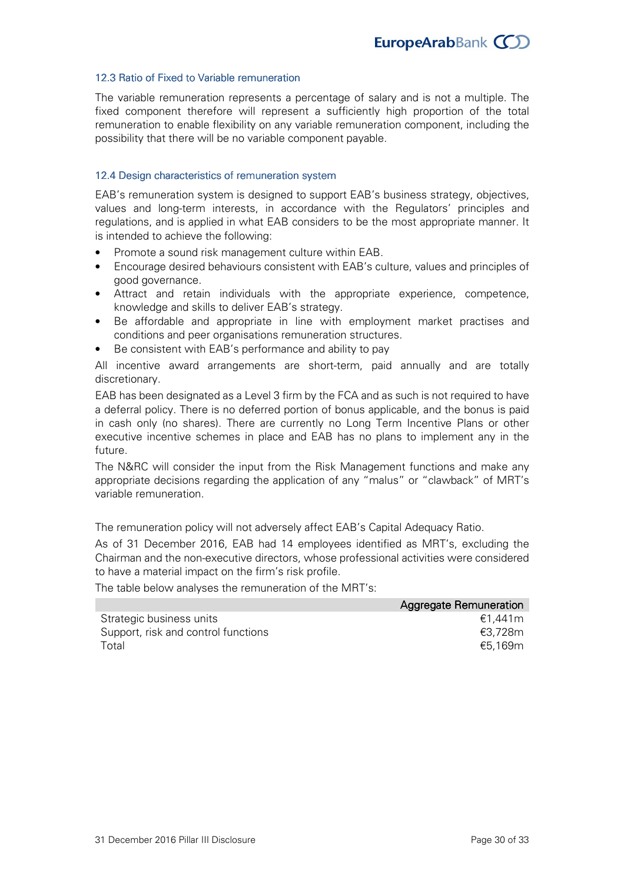### 12.3 Ratio of Fixed to Variable remuneration

The variable remuneration represents a percentage of salary and is not a multiple. The fixed component therefore will represent a sufficiently high proportion of the total remuneration to enable flexibility on any variable remuneration component, including the possibility that there will be no variable component payable.

### 12.4 Design characteristics of remuneration system

EAB's remuneration system is designed to support EAB's business strategy, objectives, values and long-term interests, in accordance with the Regulators' principles and regulations, and is applied in what EAB considers to be the most appropriate manner. It is intended to achieve the following:

- Promote a sound risk management culture within EAB.
- Encourage desired behaviours consistent with EAB's culture, values and principles of good governance.
- Attract and retain individuals with the appropriate experience, competence, knowledge and skills to deliver EAB's strategy.
- Be affordable and appropriate in line with employment market practises and conditions and peer organisations remuneration structures.
- Be consistent with EAB's performance and ability to pay

All incentive award arrangements are short-term, paid annually and are totally discretionary.

EAB has been designated as a Level 3 firm by the FCA and as such is not required to have a deferral policy. There is no deferred portion of bonus applicable, and the bonus is paid in cash only (no shares). There are currently no Long Term Incentive Plans or other executive incentive schemes in place and EAB has no plans to implement any in the future.

The N&RC will consider the input from the Risk Management functions and make any appropriate decisions regarding the application of any "malus" or "clawback" of MRT's variable remuneration.

The remuneration policy will not adversely affect EAB's Capital Adequacy Ratio.

As of 31 December 2016, EAB had 14 employees identified as MRT's, excluding the Chairman and the non-executive directors, whose professional activities were considered to have a material impact on the firm's risk profile.

The table below analyses the remuneration of the MRT's:

| | Aggregate Remuneration |
|---|---|
| Strategic business units | €1,441m |
| Support, risk and control functions | €3,728m |
| Total | €5,169m |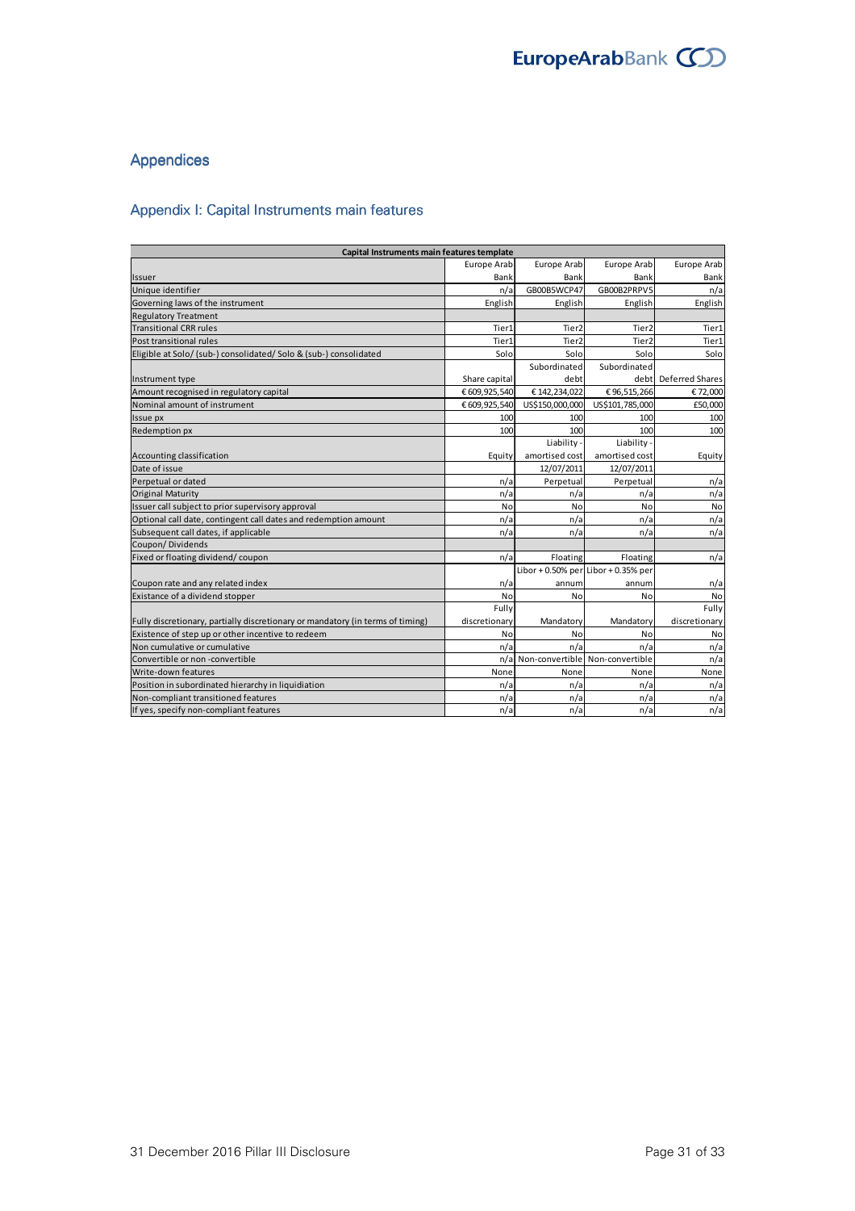# Appendices

## Appendix I: Capital Instruments main features

| Capital Instruments main features template | | | | |
|---|---|---|---|---|
| Issuer | Europe Arab Bank | Europe Arab Bank | Europe Arab Bank | Europe Arab Bank |
| Unique identifier | n/a | GB00B5WCP47 | GB00B2PRPV5 | n/a |
| Governing laws of the instrument | English | English | English | English |
| Regulatory Treatment | | | | |
| Transitional CRR rules | Tier1 | Tier2 | Tier2 | Tier1 |
| Post transitional rules | Tier1 | Tier2 | Tier2 | Tier1 |
| Eligible at Solo/ (sub-) consolidated/ Solo & (sub-) consolidated | Solo | Solo | Solo | Solo |
| Instrument type | Share capital | Subordinated debt | Subordinated debt | Deferred Shares |
| Amount recognised in regulatory capital | € 609,925,540 | € 142,234,022 | € 96,515,266 | € 72,000 |
| Nominal amount of instrument | € 609,925,540 | US$150,000,000 | US$101,785,000 | £50,000 |
| Issue px | 100 | 100 | 100 | 100 |
| Redemption px | 100 | 100 | 100 | 100 |
| Accounting classification | Equity | Liability - amortised cost | Liability - amortised cost | Equity |
| Date of issue | | 12/07/2011 | 12/07/2011 | |
| Perpetual or dated | n/a | Perpetual | Perpetual | n/a |
| Original Maturity | n/a | n/a | n/a | n/a |
| Issuer call subject to prior supervisory approval | No | No | No | No |
| Optional call date, contingent call dates and redemption amount | n/a | n/a | n/a | n/a |
| Subsequent call dates, if applicable | n/a | n/a | n/a | n/a |
| Coupon/ Dividends | | | | |
| Fixed or floating dividend/ coupon | n/a | Floating | Floating | n/a |
| Coupon rate and any related index | n/a | Libor + 0.50% per annum | Libor + 0.35% per annum | n/a |
| Existance of a dividend stopper | No | No | No | No |
| Fully discretionary, partially discretionary or mandatory (in terms of timing) | Fully discretionary | Mandatory | Mandatory | Fully discretionary |
| Existence of step up or other incentive to redeem | No | No | No | No |
| Non cumulative or cumulative | n/a | n/a | n/a | n/a |
| Convertible or non -convertible | n/a | Non-convertible | Non-convertible | n/a |
| Write-down features | None | None | None | None |
| Position in subordinated hierarchy in liquidiation | n/a | n/a | n/a | n/a |
| Non-compliant transitioned features | n/a | n/a | n/a | n/a |
| If yes, specify non-compliant features | n/a | n/a | n/a | n/a |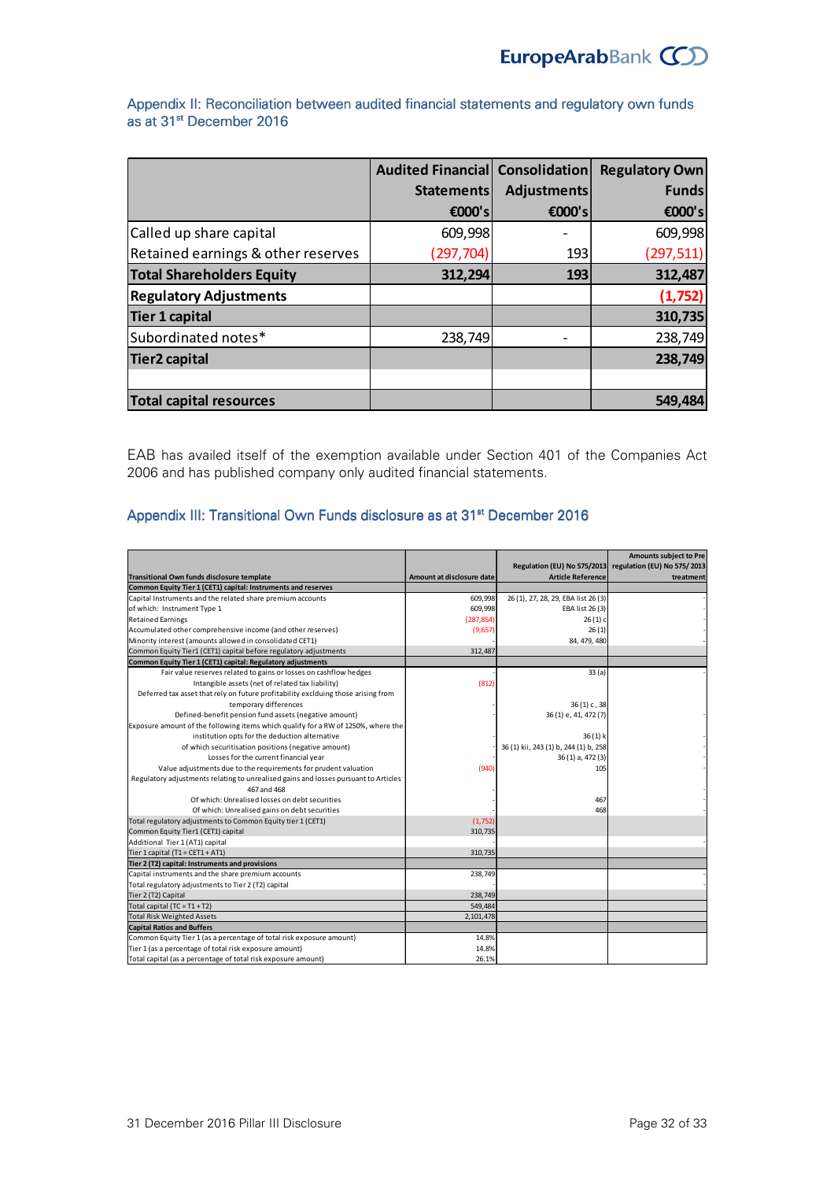## Appendix II: Reconciliation between audited financial statements and regulatory own funds as at 31st December 2016

| | Audited Financial Statements €000's | Consolidation Adjustments €000's | Regulatory Own Funds €000's |
|---|---|---|---|
| Called up share capital | 609,998 | - | 609,998 |
| Retained earnings & other reserves | (297,704) | 193 | (297,511) |
| **Total Shareholders Equity** | **312,294** | **193** | **312,487** |
| **Regulatory Adjustments** | | | **(1,752)** |
| **Tier 1 capital** | | | **310,735** |
| Subordinated notes* | 238,749 | - | 238,749 |
| **Tier2 capital** | | | **238,749** |
| | | | |
| **Total capital resources** | | | **549,484** |

EAB has availed itself of the exemption available under Section 401 of the Companies Act 2006 and has published company only audited financial statements.

## Appendix III: Transitional Own Funds disclosure as at 31st December 2016

| Transitional Own funds disclosure template | Amount at disclosure date | Regulation (EU) No 575/2013 Article Reference | Amounts subject to Pre regulation (EU) No 575/ 2013 treatment |
|---|---|---|---|
| **Common Equity Tier 1 (CET1) capital: Instruments and reserves** | | | |
| Capital Instruments and the related share premium accounts | 609,998 | 26 (1), 27, 28, 29, EBA list 26 (3) | - |
| of which: Instrument Type 1 | 609,998 | EBA list 26 (3) | - |
| Retained Earnings | (287,854) | 26 (1) c | - |
| Accumulated other comprehensive income (and other reserves) | (9,657) | 26 (1) | - |
| Minority interest (amounts allowed in consolidated CET1) | - | 84, 479, 480 | - |
| Common Equity Tier1 (CET1) capital before regulatory adjustments | 312,487 | | |
| **Common Equity Tier 1 (CET1) capital: Regulatory adjustments** | | | |
| Fair value reserves related to gains or losses on cashflow hedges | - | 33 (a) | - |
| Intangible assets (net of related tax liability) | (812) | | |
| Deferred tax asset that rely on future profitability exclduing those arising from temporary differences | - | 36 (1) c, 38 | - |
| Defined-benefit pension fund assets (negative amount) | - | 36 (1) e, 41, 472 (7) | - |
| Exposure amount of the following items which qualify for a RW of 1250%, where the institution opts for the deduction alternative | - | 36 (1) k | - |
| of which securitisation positions (negative amount) | - | 36 (1) kii, 243 (1) b, 244 (1) b, 258 | - |
| Losses for the current financial year | - | 36 (1) a, 472 (3) | - |
| Value adjustments due to the requirements for prudent valuation | (940) | 105 | - |
| Regulatory adjustments relating to unrealised gains and losses pursuant to Articles 467 and 468 | - | | - |
| Of which: Unrealised losses on debt securities | - | 467 | - |
| Of which: Unrealised gains on debt securities | - | 468 | - |
| Total regulatory adjustments to Common Equity tier 1 (CET1) | (1,752) | | |
| Common Equity Tier1 (CET1) capital | 310,735 | | |
| Additional Tier 1 (AT1) capital | - | | - |
| Tier 1 capital (T1 = CET1 + AT1) | 310,735 | | |
| **Tier 2 (T2) capital: Instruments and provisions** | | | |
| Capital instruments and the share premium accounts | 238,749 | | - |
| Total regulatory adjustments to Tier 2 (T2) capital | - | | - |
| Tier 2 (T2) Capital | 238,749 | | |
| Total capital (TC = T1 + T2) | 549,484 | | |
| Total Risk Weighted Assets | 2,101,478 | | |
| **Capital Ratios and Buffers** | | | |
| Common Equity Tier 1 (as a percentage of total risk exposure amount) | 14.8% | | |
| Tier 1 (as a percentage of total risk exposure amount) | 14.8% | | |
| Total capital (as a percentage of total risk exposure amount) | 26.1% | | |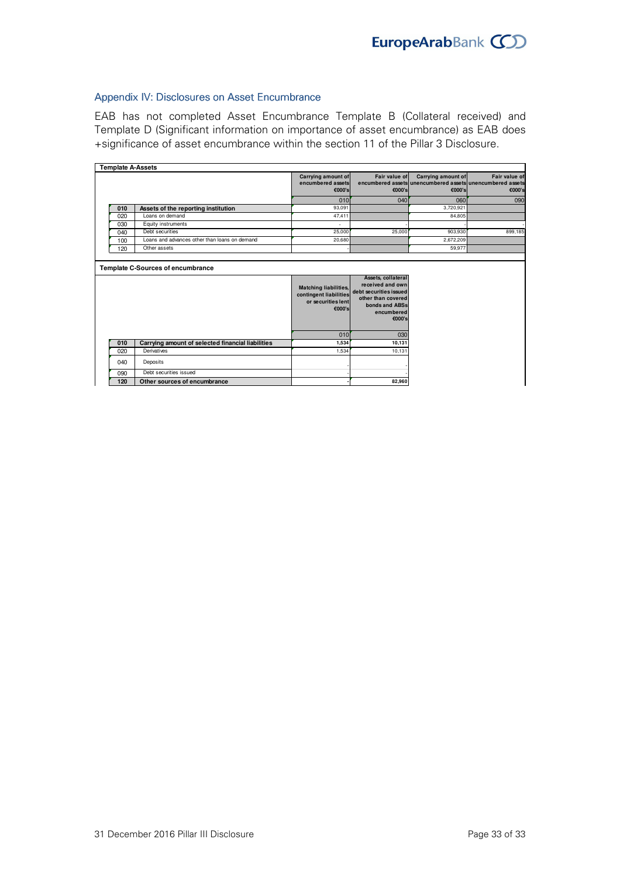## Appendix IV: Disclosures on Asset Encumbrance

EAB has not completed Asset Encumbrance Template B (Collateral received) and Template D (Significant information on importance of asset encumbrance) as EAB does +significance of asset encumbrance within the section 11 of the Pillar 3 Disclosure.

**Template A-Assets**

| | | Carrying amount of encumbered assets €000's | Fair value of encumbered assets €000's | Carrying amount of unencumbered assets €000's | Fair value of unencumbered assets €000's |
|---|---|---|---|---|---|
| | | 010 | 040 | 060 | 090 |
| 010 | **Assets of the reporting institution** | 93,091 | | 3,720,921 | |
| 020 | Loans on demand | 47,411 | | 84,805 | |
| 030 | Equity instruments | - | - | - | - |
| 040 | Debt securities | 25,000 | 25,000 | 903,930 | 899,185 |
| 100 | Loans and advances other than loans on demand | 20,680 | | 2,672,209 | |
| 120 | Other assets | - | | 59,977 | |

**Template C-Sources of encumbrance**

| | | Matching liabilities, contingent liabilities or securities lent €000's | Assets, collateral received and own debt securities issued other than covered bonds and ABSs encumbered €000's |
|---|---|---|---|
| | | 010 | 030 |
| 010 | **Carrying amount of selected financial liabilities** | **1,534** | **10,131** |
| 020 | Derivatives | 1,534 | 10,131 |
| 040 | Deposits | - | - |
| 090 | Debt securities issued | - | - |
| 120 | **Other sources of encumbrance** | - | **82,960** |